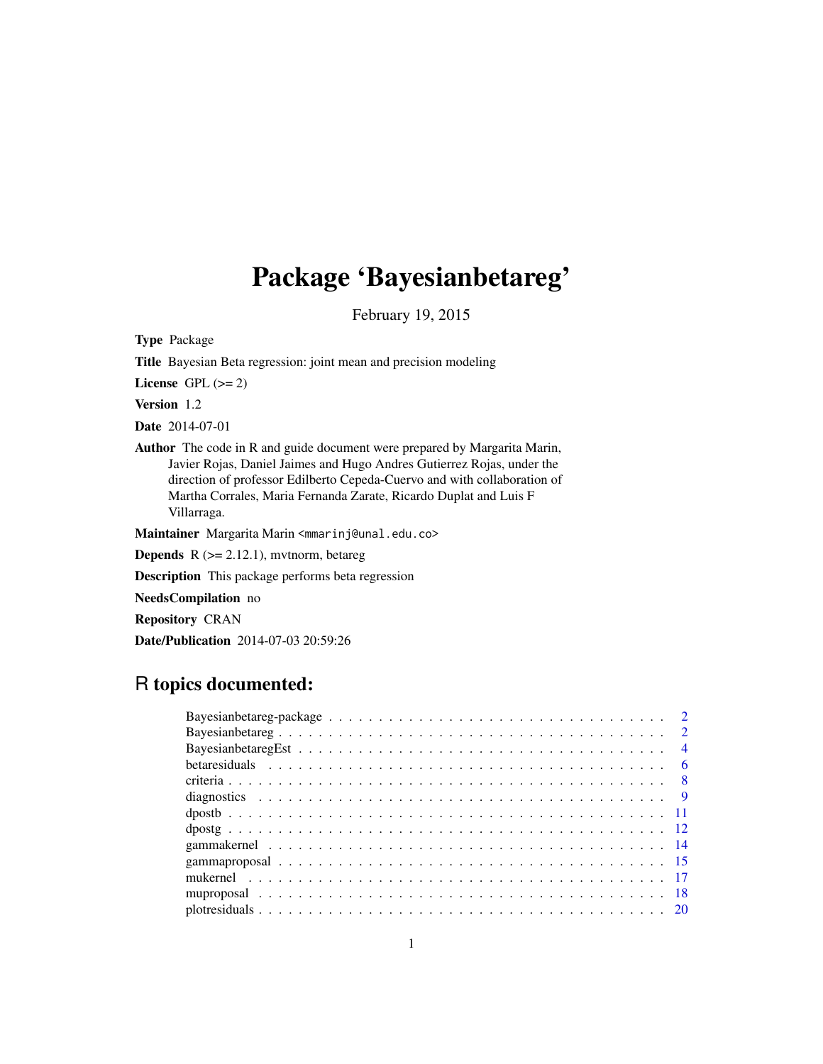# Package 'Bayesianbetareg'

February 19, 2015

**Type** Package

**Title** Bayesian Beta regression: joint mean and precision modeling

**License** GPL (>= 2)

**Version** 1.2

**Date** 2014-07-01

**Author** The code in R and guide document were prepared by Margarita Marin, Javier Rojas, Daniel Jaimes and Hugo Andres Gutierrez Rojas, under the direction of professor Edilberto Cepeda-Cuervo and with collaboration of Martha Corrales, Maria Fernanda Zarate, Ricardo Duplat and Luis F Villarraga.

**Maintainer** Margarita Marin <mmarinj@unal.edu.co>

**Depends** R (>= 2.12.1), mvtnorm, betareg

**Description** This package performs beta regression

**NeedsCompilation** no

**Repository** CRAN

**Date/Publication** 2014-07-03 20:59:26

## R topics documented:

| | |
|---|---|
| Bayesianbetareg-package | 2 |
| Bayesianbetareg | 2 |
| BayesianbetaregEst | 4 |
| betaresiduals | 6 |
| criteria | 8 |
| diagnostics | 9 |
| dpostb | 11 |
| dpostg | 12 |
| gammakernel | 14 |
| gammaproposal | 15 |
| mukernel | 17 |
| muproposal | 18 |
| plotresiduals | 20 |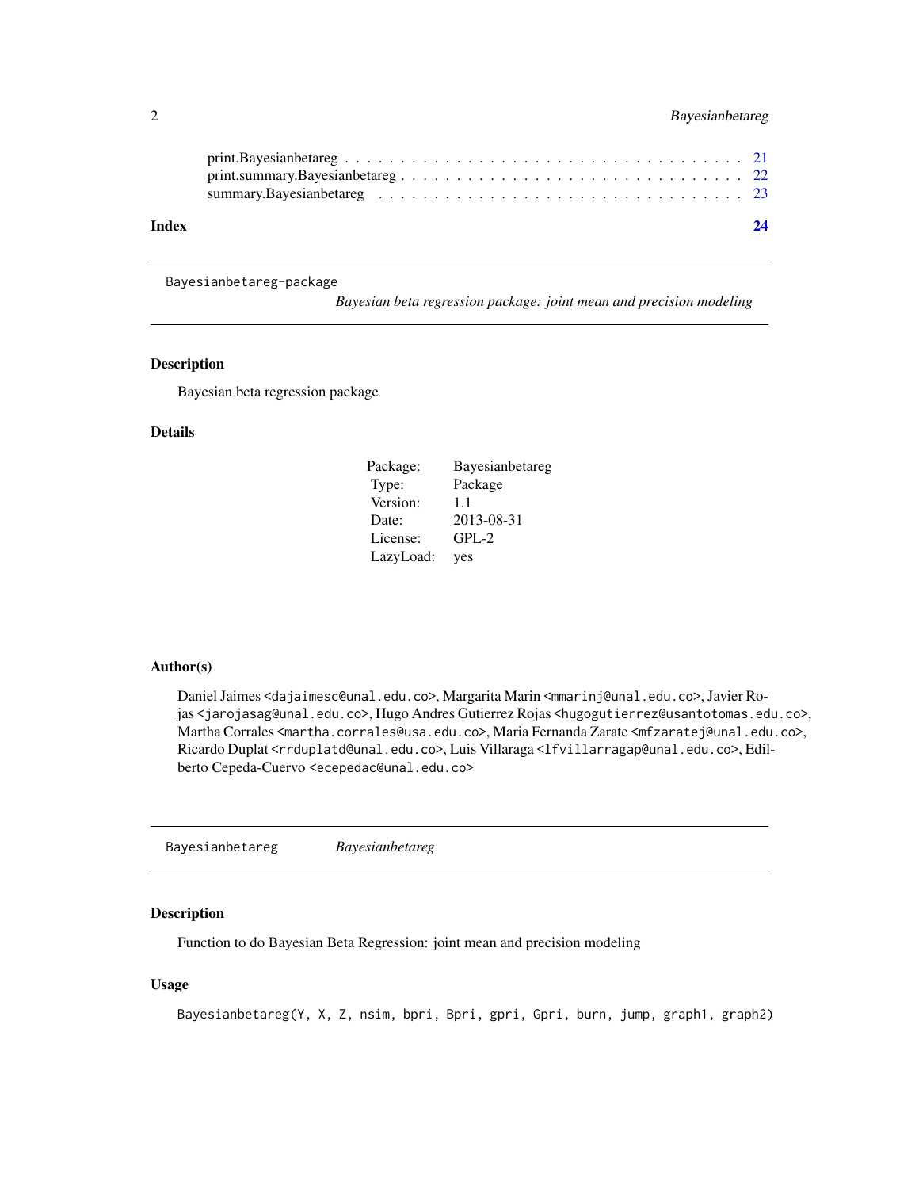print.Bayesianbetareg . . . . . . . . . . . . . . . . . . . . . . . . . . . . . . . . . . . 21
print.summary.Bayesianbetareg . . . . . . . . . . . . . . . . . . . . . . . . . . . . . . . 22
summary.Bayesianbetareg . . . . . . . . . . . . . . . . . . . . . . . . . . . . . . . . . . 23

**Index** **24**

---

`Bayesianbetareg-package` *Bayesian beta regression package: joint mean and precision modeling*

---

## Description

Bayesian beta regression package

## Details

| | |
|---|---|
| Package: | Bayesianbetareg |
| Type: | Package |
| Version: | 1.1 |
| Date: | 2013-08-31 |
| License: | GPL-2 |
| LazyLoad: | yes |

## Author(s)

Daniel Jaimes <dajaimesc@unal.edu.co>, Margarita Marin <mmarinj@unal.edu.co>, Javier Rojas <jarojasag@unal.edu.co>, Hugo Andres Gutierrez Rojas <hugogutierrez@usantotomas.edu.co>, Martha Corrales <martha.corrales@usa.edu.co>, Maria Fernanda Zarate <mfzaratej@unal.edu.co>, Ricardo Duplat <rrduplatd@unal.edu.co>, Luis Villaraga <lfvillarragap@unal.edu.co>, Edilberto Cepeda-Cuervo <ecepedac@unal.edu.co>

---

`Bayesianbetareg` *Bayesianbetareg*

---

## Description

Function to do Bayesian Beta Regression: joint mean and precision modeling

## Usage

```
Bayesianbetareg(Y, X, Z, nsim, bpri, Bpri, gpri, Gpri, burn, jump, graph1, graph2)
```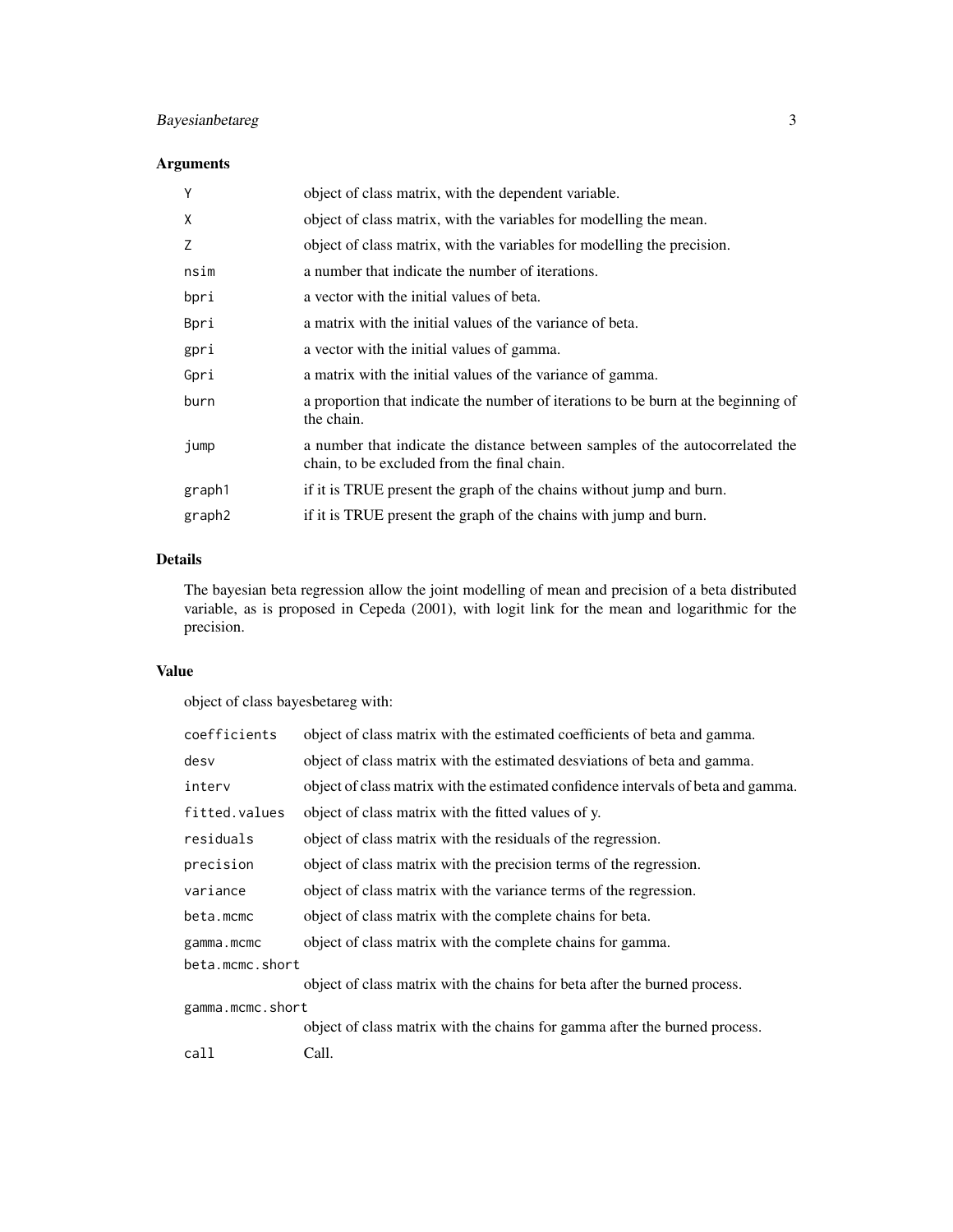## Arguments

| | |
|---|---|
| `Y` | object of class matrix, with the dependent variable. |
| `X` | object of class matrix, with the variables for modelling the mean. |
| `Z` | object of class matrix, with the variables for modelling the precision. |
| `nsim` | a number that indicate the number of iterations. |
| `bpri` | a vector with the initial values of beta. |
| `Bpri` | a matrix with the initial values of the variance of beta. |
| `gpri` | a vector with the initial values of gamma. |
| `Gpri` | a matrix with the initial values of the variance of gamma. |
| `burn` | a proportion that indicate the number of iterations to be burn at the beginning of the chain. |
| `jump` | a number that indicate the distance between samples of the autocorrelated the chain, to be excluded from the final chain. |
| `graph1` | if it is TRUE present the graph of the chains without jump and burn. |
| `graph2` | if it is TRUE present the graph of the chains with jump and burn. |

## Details

The bayesian beta regression allow the joint modelling of mean and precision of a beta distributed variable, as is proposed in Cepeda (2001), with logit link for the mean and logarithmic for the precision.

## Value

object of class bayesbetareg with:

| | |
|---|---|
| `coefficients` | object of class matrix with the estimated coefficients of beta and gamma. |
| `desv` | object of class matrix with the estimated desviations of beta and gamma. |
| `interv` | object of class matrix with the estimated confidence intervals of beta and gamma. |
| `fitted.values` | object of class matrix with the fitted values of y. |
| `residuals` | object of class matrix with the residuals of the regression. |
| `precision` | object of class matrix with the precision terms of the regression. |
| `variance` | object of class matrix with the variance terms of the regression. |
| `beta.mcmc` | object of class matrix with the complete chains for beta. |
| `gamma.mcmc` | object of class matrix with the complete chains for gamma. |
| `beta.mcmc.short` | object of class matrix with the chains for beta after the burned process. |
| `gamma.mcmc.short` | object of class matrix with the chains for gamma after the burned process. |
| `call` | Call. |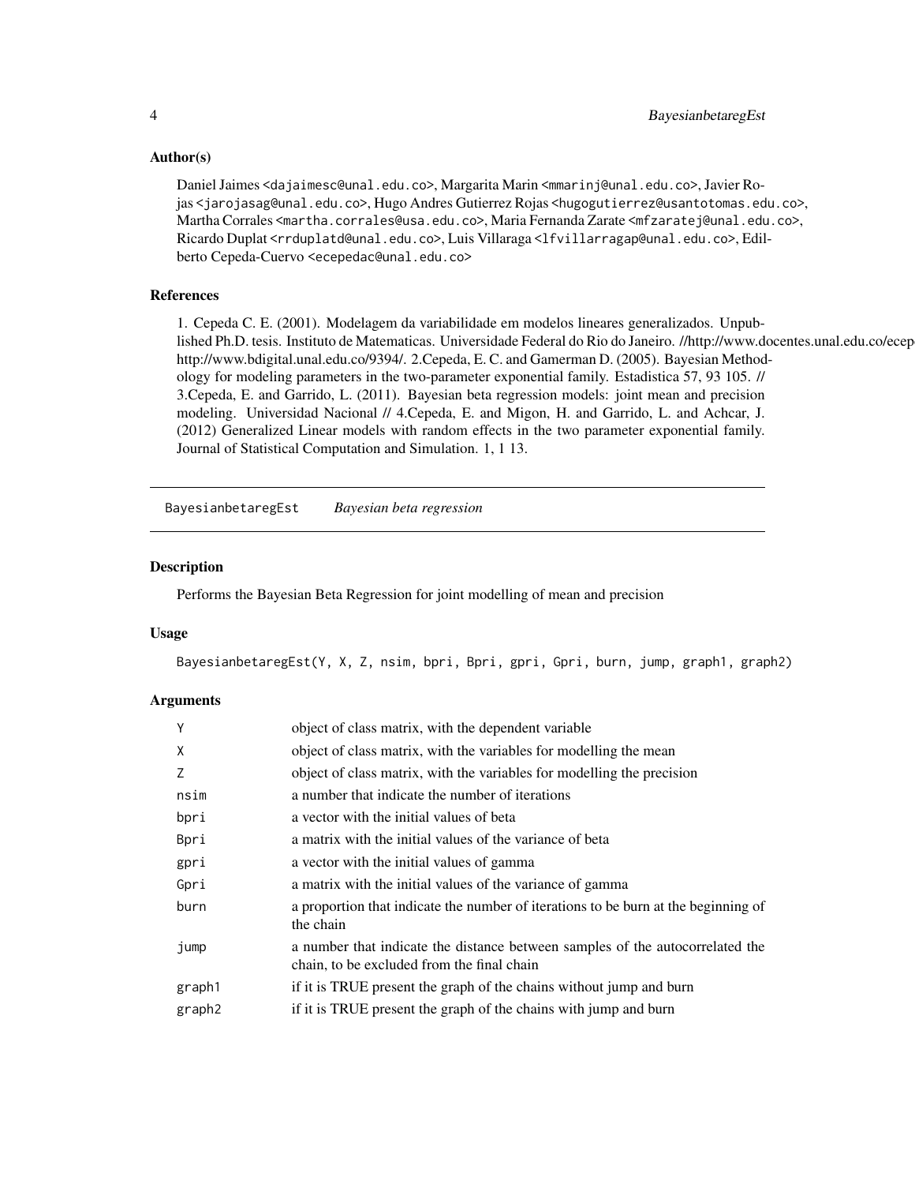### Author(s)

Daniel Jaimes <dajaimesc@unal.edu.co>, Margarita Marin <mmarinj@unal.edu.co>, Javier Rojas <jarojasag@unal.edu.co>, Hugo Andres Gutierrez Rojas <hugogutierrez@usantotomas.edu.co>, Martha Corrales <martha.corrales@usa.edu.co>, Maria Fernanda Zarate <mfzaratej@unal.edu.co>, Ricardo Duplat <rrduplatd@unal.edu.co>, Luis Villaraga <lfvillarragap@unal.edu.co>, Edilberto Cepeda-Cuervo <ecepedac@unal.edu.co>

### References

1. Cepeda C. E. (2001). Modelagem da variabilidade em modelos lineares generalizados. Unpublished Ph.D. tesis. Instituto de Matematicas. Universidade Federal do Rio do Janeiro. //http://www.docentes.unal.edu.co/ecep http://www.bdigital.unal.edu.co/9394/. 2.Cepeda, E. C. and Gamerman D. (2005). Bayesian Methodology for modeling parameters in the two-parameter exponential family. Estadistica 57, 93 105. // 3.Cepeda, E. and Garrido, L. (2011). Bayesian beta regression models: joint mean and precision modeling. Universidad Nacional // 4.Cepeda, E. and Migon, H. and Garrido, L. and Achcar, J. (2012) Generalized Linear models with random effects in the two parameter exponential family. Journal of Statistical Computation and Simulation. 1, 1 13.

---

## BayesianbetaregEst *Bayesian beta regression*

### Description

Performs the Bayesian Beta Regression for joint modelling of mean and precision

### Usage

```
BayesianbetaregEst(Y, X, Z, nsim, bpri, Bpri, gpri, Gpri, burn, jump, graph1, graph2)
```

### Arguments

| | |
|---|---|
| `Y` | object of class matrix, with the dependent variable |
| `X` | object of class matrix, with the variables for modelling the mean |
| `Z` | object of class matrix, with the variables for modelling the precision |
| `nsim` | a number that indicate the number of iterations |
| `bpri` | a vector with the initial values of beta |
| `Bpri` | a matrix with the initial values of the variance of beta |
| `gpri` | a vector with the initial values of gamma |
| `Gpri` | a matrix with the initial values of the variance of gamma |
| `burn` | a proportion that indicate the number of iterations to be burn at the beginning of the chain |
| `jump` | a number that indicate the distance between samples of the autocorrelated the chain, to be excluded from the final chain |
| `graph1` | if it is TRUE present the graph of the chains without jump and burn |
| `graph2` | if it is TRUE present the graph of the chains with jump and burn |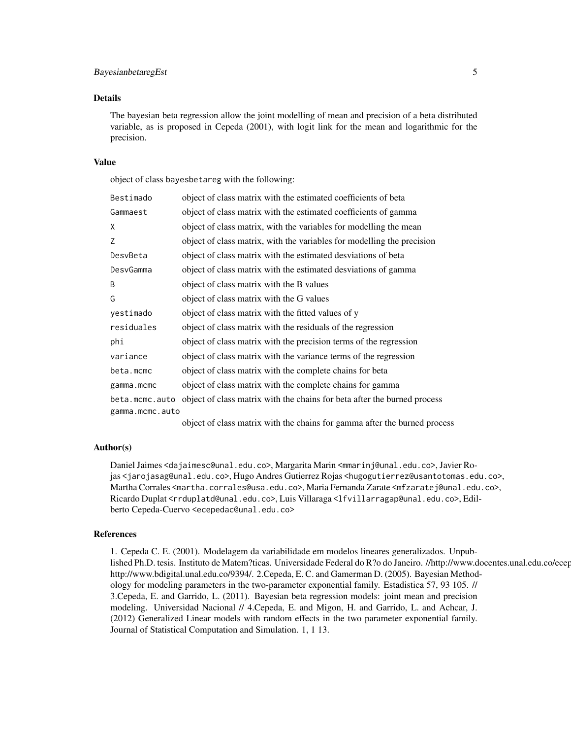### Details

The bayesian beta regression allow the joint modelling of mean and precision of a beta distributed variable, as is proposed in Cepeda (2001), with logit link for the mean and logarithmic for the precision.

### Value

object of class bayesbetareg with the following:

| | |
|---|---|
| `Bestimado` | object of class matrix with the estimated coefficients of beta |
| `Gammaest` | object of class matrix with the estimated coefficients of gamma |
| `X` | object of class matrix, with the variables for modelling the mean |
| `Z` | object of class matrix, with the variables for modelling the precision |
| `DesvBeta` | object of class matrix with the estimated desviations of beta |
| `DesvGamma` | object of class matrix with the estimated desviations of gamma |
| `B` | object of class matrix with the B values |
| `G` | object of class matrix with the G values |
| `yestimado` | object of class matrix with the fitted values of y |
| `residuales` | object of class matrix with the residuals of the regression |
| `phi` | object of class matrix with the precision terms of the regression |
| `variance` | object of class matrix with the variance terms of the regression |
| `beta.mcmc` | object of class matrix with the complete chains for beta |
| `gamma.mcmc` | object of class matrix with the complete chains for gamma |
| `beta.mcmc.auto` | object of class matrix with the chains for beta after the burned process |
| `gamma.mcmc.auto` | object of class matrix with the chains for gamma after the burned process |

### Author(s)

Daniel Jaimes <dajaimesc@unal.edu.co>, Margarita Marin <mmarinj@unal.edu.co>, Javier Rojas <jarojasag@unal.edu.co>, Hugo Andres Gutierrez Rojas <hugogutierrez@usantotomas.edu.co>, Martha Corrales <martha.corrales@usa.edu.co>, Maria Fernanda Zarate <mfzaratej@unal.edu.co>, Ricardo Duplat <rrduplatd@unal.edu.co>, Luis Villaraga <lfvillarragap@unal.edu.co>, Edilberto Cepeda-Cuervo <ecepedac@unal.edu.co>

### References

1. Cepeda C. E. (2001). Modelagem da variabilidade em modelos lineares generalizados. Unpublished Ph.D. tesis. Instituto de Matem?ticas. Universidade Federal do R?o do Janeiro. //http://www.docentes.unal.edu.co/ecep http://www.bdigital.unal.edu.co/9394/. 2.Cepeda, E. C. and Gamerman D. (2005). Bayesian Methodology for modeling parameters in the two-parameter exponential family. Estadistica 57, 93 105. // 3.Cepeda, E. and Garrido, L. (2011). Bayesian beta regression models: joint mean and precision modeling. Universidad Nacional // 4.Cepeda, E. and Migon, H. and Garrido, L. and Achcar, J. (2012) Generalized Linear models with random effects in the two parameter exponential family. Journal of Statistical Computation and Simulation. 1, 1 13.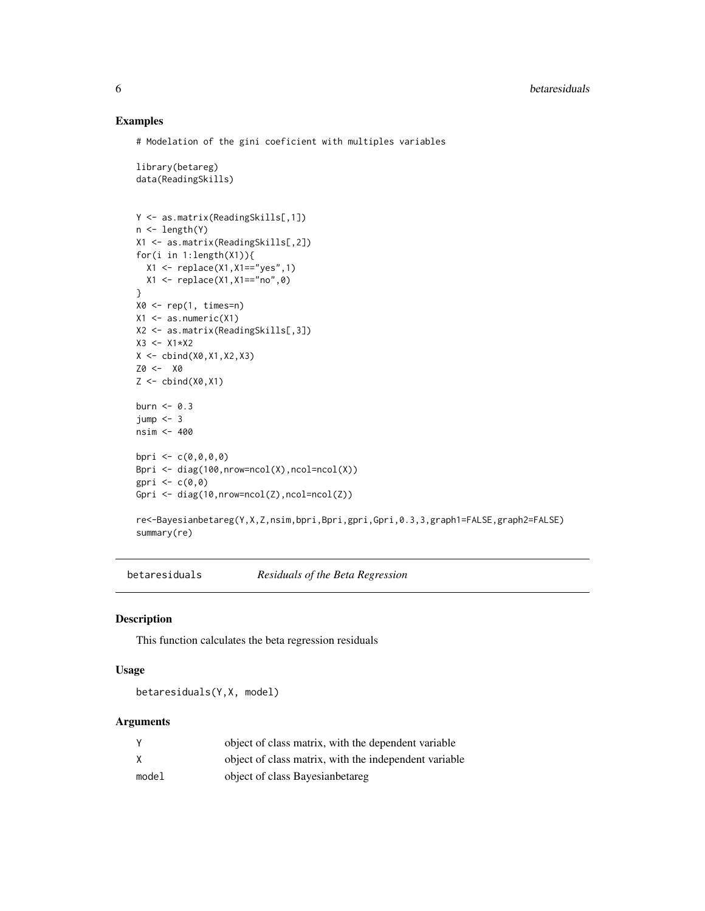## Examples

```
# Modelation of the gini coeficient with multiples variables

library(betareg)
data(ReadingSkills)


Y <- as.matrix(ReadingSkills[,1])
n <- length(Y)
X1 <- as.matrix(ReadingSkills[,2])
for(i in 1:length(X1)){
  X1 <- replace(X1,X1=="yes",1)
  X1 <- replace(X1,X1=="no",0)
}
X0 <- rep(1, times=n)
X1 <- as.numeric(X1)
X2 <- as.matrix(ReadingSkills[,3])
X3 <- X1*X2
X <- cbind(X0,X1,X2,X3)
Z0 <-  X0
Z <- cbind(X0,X1)

burn <- 0.3
jump <- 3
nsim <- 400

bpri <- c(0,0,0,0)
Bpri <- diag(100,nrow=ncol(X),ncol=ncol(X))
gpri <- c(0,0)
Gpri <- diag(10,nrow=ncol(Z),ncol=ncol(Z))

re<-Bayesianbetareg(Y,X,Z,nsim,bpri,Bpri,gpri,Gpri,0.3,3,graph1=FALSE,graph2=FALSE)
summary(re)
```

---

# betaresiduals *Residuals of the Beta Regression*

## Description

This function calculates the beta regression residuals

## Usage

```
betaresiduals(Y,X, model)
```

## Arguments

| | |
|---|---|
| Y | object of class matrix, with the dependent variable |
| X | object of class matrix, with the independent variable |
| model | object of class Bayesianbetareg |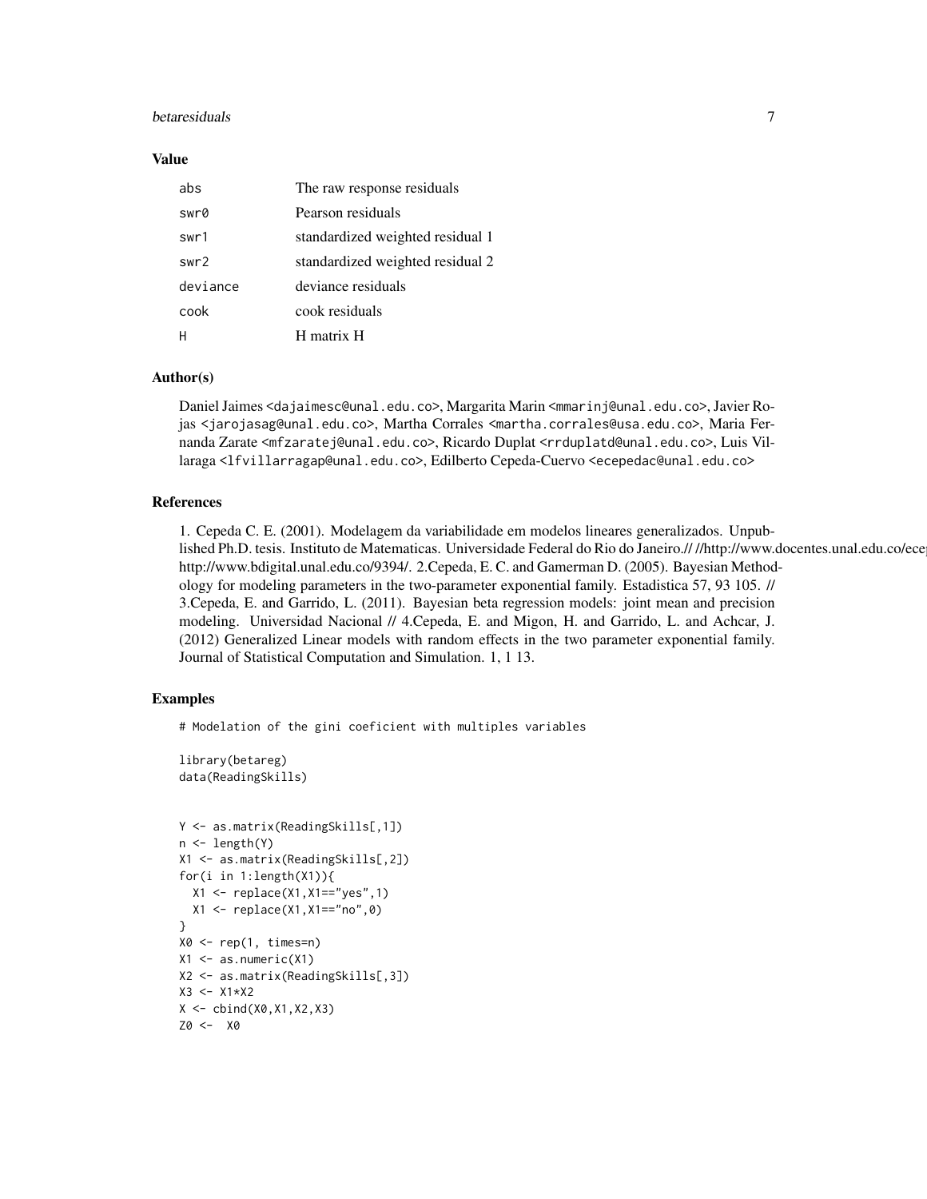## Value

| | |
|---|---|
| abs | The raw response residuals |
| swr0 | Pearson residuals |
| swr1 | standardized weighted residual 1 |
| swr2 | standardized weighted residual 2 |
| deviance | deviance residuals |
| cook | cook residuals |
| H | H matrix H |

## Author(s)

Daniel Jaimes <dajaimesc@unal.edu.co>, Margarita Marin <mmarinj@unal.edu.co>, Javier Rojas <jarojasag@unal.edu.co>, Martha Corrales <martha.corrales@usa.edu.co>, Maria Fernanda Zarate <mfzaratej@unal.edu.co>, Ricardo Duplat <rrduplatd@unal.edu.co>, Luis Villaraga <lfvillarragap@unal.edu.co>, Edilberto Cepeda-Cuervo <ecepedac@unal.edu.co>

## References

1. Cepeda C. E. (2001). Modelagem da variabilidade em modelos lineares generalizados. Unpublished Ph.D. tesis. Instituto de Matematicas. Universidade Federal do Rio do Janeiro.// //http://www.docentes.unal.edu.co/ecep http://www.bdigital.unal.edu.co/9394/. 2.Cepeda, E. C. and Gamerman D. (2005). Bayesian Methodology for modeling parameters in the two-parameter exponential family. Estadistica 57, 93 105. // 3.Cepeda, E. and Garrido, L. (2011). Bayesian beta regression models: joint mean and precision modeling. Universidad Nacional // 4.Cepeda, E. and Migon, H. and Garrido, L. and Achcar, J. (2012) Generalized Linear models with random effects in the two parameter exponential family. Journal of Statistical Computation and Simulation. 1, 1 13.

## Examples

```
# Modelation of the gini coeficient with multiples variables

library(betareg)
data(ReadingSkills)


Y <- as.matrix(ReadingSkills[,1])
n <- length(Y)
X1 <- as.matrix(ReadingSkills[,2])
for(i in 1:length(X1)){
  X1 <- replace(X1,X1=="yes",1)
  X1 <- replace(X1,X1=="no",0)
}
X0 <- rep(1, times=n)
X1 <- as.numeric(X1)
X2 <- as.matrix(ReadingSkills[,3])
X3 <- X1*X2
X <- cbind(X0,X1,X2,X3)
Z0 <-  X0
```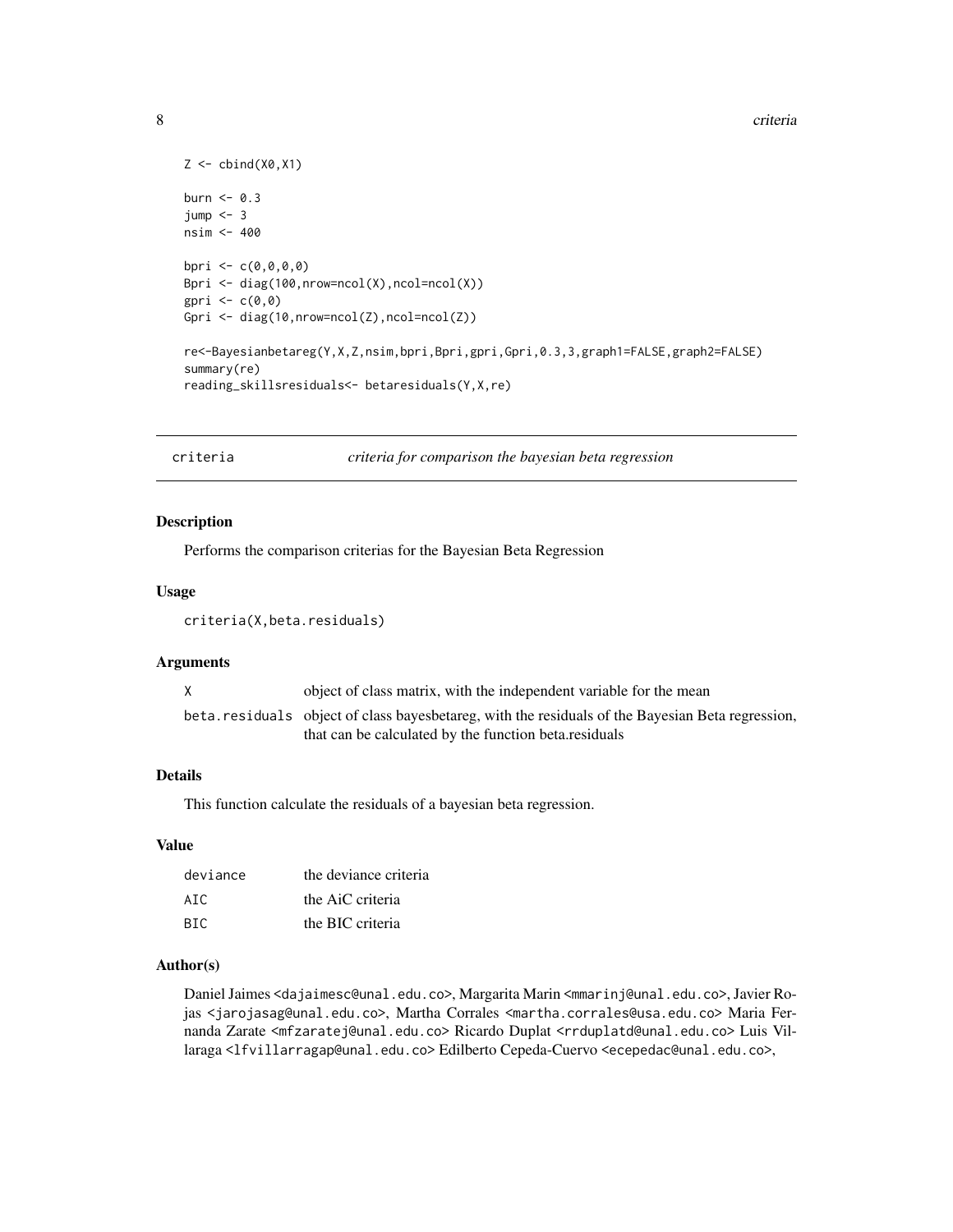```
Z <- cbind(X0,X1)

burn <- 0.3
jump <- 3
nsim <- 400

bpri <- c(0,0,0,0)
Bpri <- diag(100,nrow=ncol(X),ncol=ncol(X))
gpri <- c(0,0)
Gpri <- diag(10,nrow=ncol(Z),ncol=ncol(Z))

re<-Bayesianbetareg(Y,X,Z,nsim,bpri,Bpri,gpri,Gpri,0.3,3,graph1=FALSE,graph2=FALSE)
summary(re)
reading_skillsresiduals<- betaresiduals(Y,X,re)
```

---

## criteria — *criteria for comparison the bayesian beta regression*

### Description

Performs the comparison criterias for the Bayesian Beta Regression

### Usage

```
criteria(X,beta.residuals)
```

### Arguments

| | |
|---|---|
| `X` | object of class matrix, with the independent variable for the mean |
| `beta.residuals` | object of class bayesbetareg, with the residuals of the Bayesian Beta regression, that can be calculated by the function beta.residuals |

### Details

This function calculate the residuals of a bayesian beta regression.

### Value

| | |
|---|---|
| `deviance` | the deviance criteria |
| `AIC` | the AiC criteria |
| `BIC` | the BIC criteria |

### Author(s)

Daniel Jaimes <dajaimesc@unal.edu.co>, Margarita Marin <mmarinj@unal.edu.co>, Javier Rojas <jarojasag@unal.edu.co>, Martha Corrales <martha.corrales@usa.edu.co> Maria Fernanda Zarate <mfzaratej@unal.edu.co> Ricardo Duplat <rrduplatd@unal.edu.co> Luis Villaraga <lfvillarragap@unal.edu.co> Edilberto Cepeda-Cuervo <ecepedac@unal.edu.co>,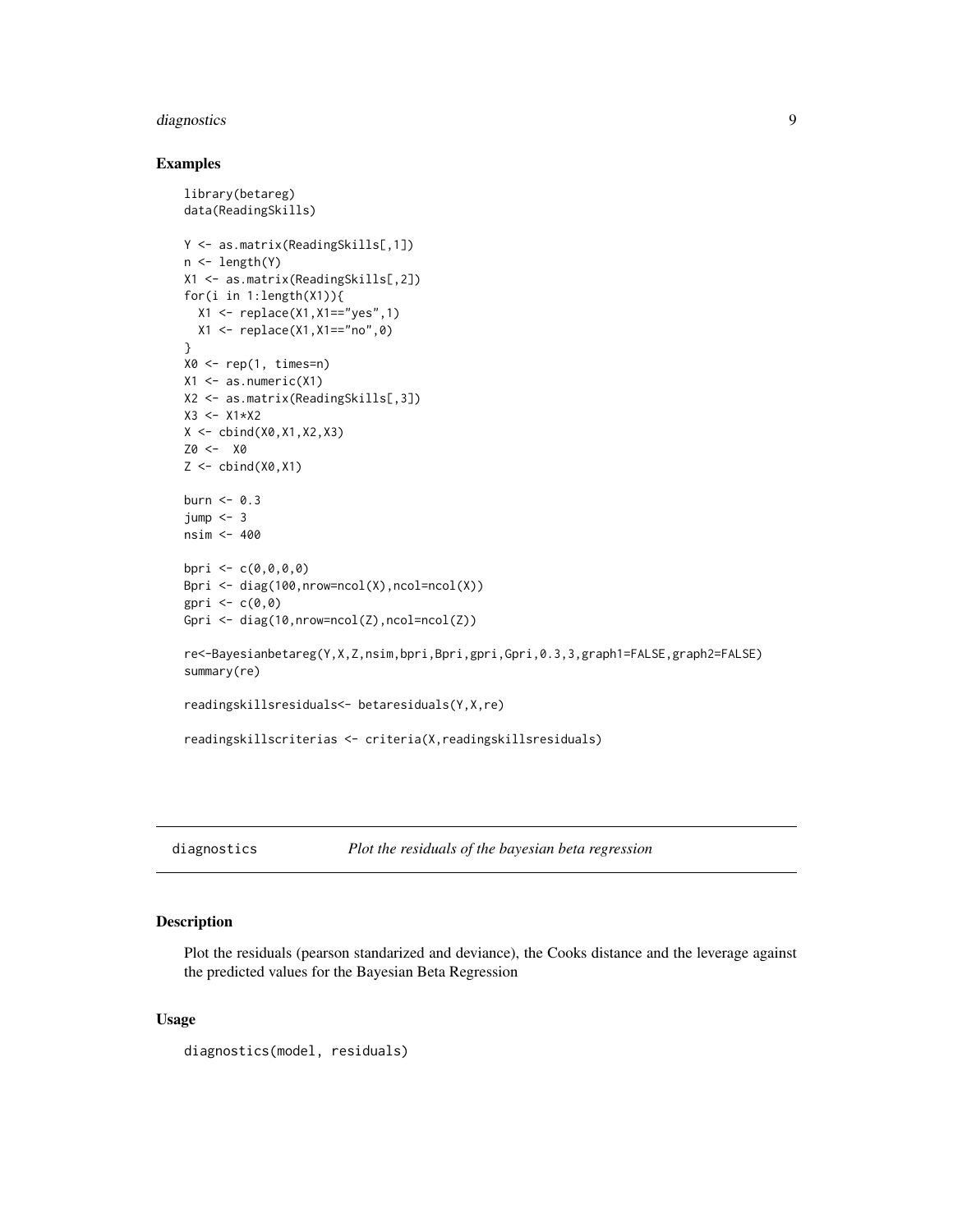## Examples

```
library(betareg)
data(ReadingSkills)

Y <- as.matrix(ReadingSkills[,1])
n <- length(Y)
X1 <- as.matrix(ReadingSkills[,2])
for(i in 1:length(X1)){
  X1 <- replace(X1,X1=="yes",1)
  X1 <- replace(X1,X1=="no",0)
}
X0 <- rep(1, times=n)
X1 <- as.numeric(X1)
X2 <- as.matrix(ReadingSkills[,3])
X3 <- X1*X2
X <- cbind(X0,X1,X2,X3)
Z0 <-  X0
Z <- cbind(X0,X1)

burn <- 0.3
jump <- 3
nsim <- 400

bpri <- c(0,0,0,0)
Bpri <- diag(100,nrow=ncol(X),ncol=ncol(X))
gpri <- c(0,0)
Gpri <- diag(10,nrow=ncol(Z),ncol=ncol(Z))

re<-Bayesianbetareg(Y,X,Z,nsim,bpri,Bpri,gpri,Gpri,0.3,3,graph1=FALSE,graph2=FALSE)
summary(re)

readingskillsresiduals<- betaresiduals(Y,X,re)

readingskillcriterias <- criteria(X,readingskillsresiduals)
```

---

`diagnostics` *Plot the residuals of the bayesian beta regression*

---

## Description

Plot the residuals (pearson standarized and deviance), the Cooks distance and the leverage against the predicted values for the Bayesian Beta Regression

## Usage

```
diagnostics(model, residuals)
```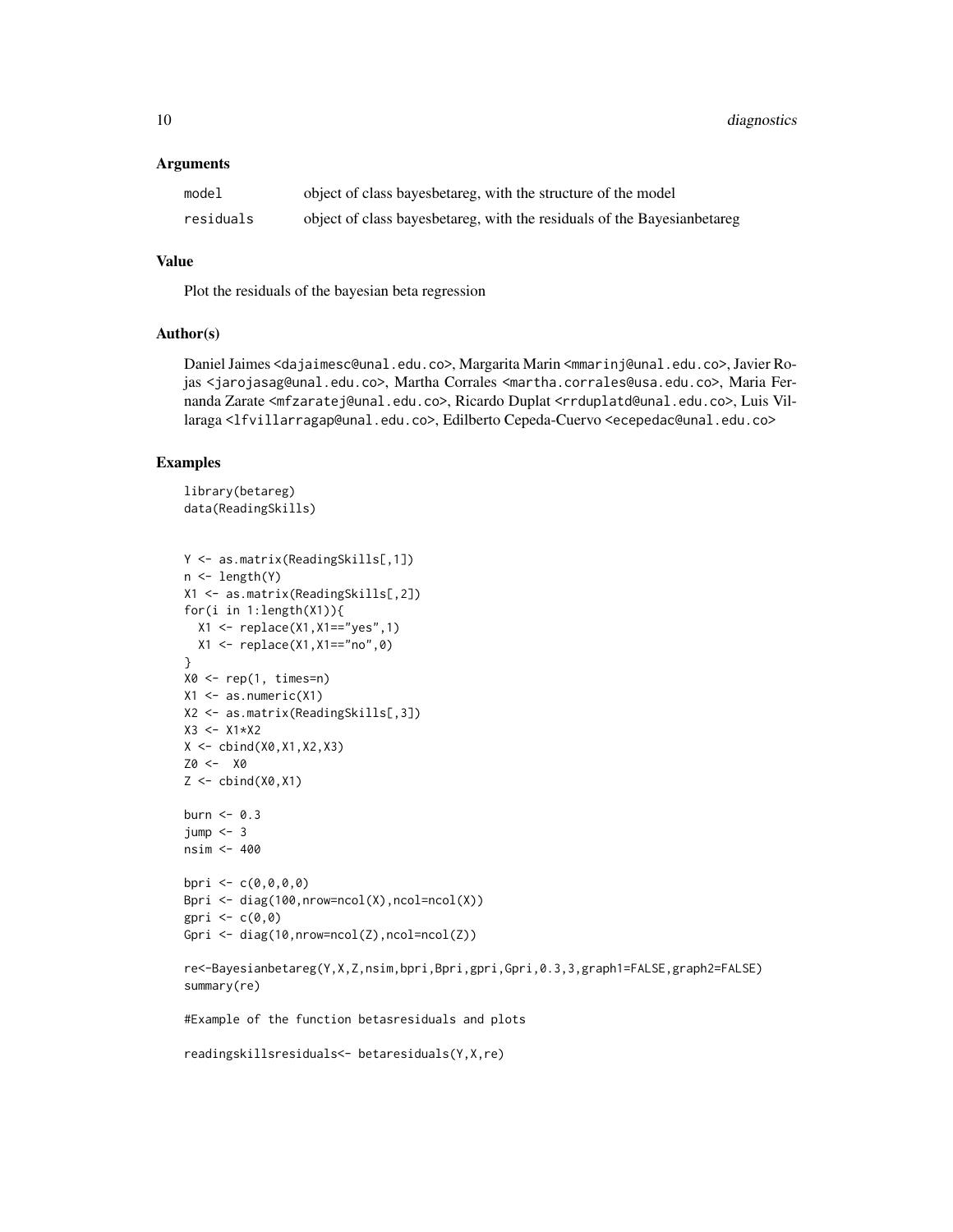## Arguments

| | |
|---|---|
| model | object of class bayesbetareg, with the structure of the model |
| residuals | object of class bayesbetareg, with the residuals of the Bayesianbetareg |

## Value

Plot the residuals of the bayesian beta regression

## Author(s)

Daniel Jaimes <dajaimesc@unal.edu.co>, Margarita Marin <mmarinj@unal.edu.co>, Javier Rojas <jarojasag@unal.edu.co>, Martha Corrales <martha.corrales@usa.edu.co>, Maria Fernanda Zarate <mfzaratej@unal.edu.co>, Ricardo Duplat <rrduplatd@unal.edu.co>, Luis Villaraga <lfvillarragap@unal.edu.co>, Edilberto Cepeda-Cuervo <ecepedac@unal.edu.co>

## Examples

```
library(betareg)
data(ReadingSkills)


Y <- as.matrix(ReadingSkills[,1])
n <- length(Y)
X1 <- as.matrix(ReadingSkills[,2])
for(i in 1:length(X1)){
  X1 <- replace(X1,X1=="yes",1)
  X1 <- replace(X1,X1=="no",0)
}
X0 <- rep(1, times=n)
X1 <- as.numeric(X1)
X2 <- as.matrix(ReadingSkills[,3])
X3 <- X1*X2
X <- cbind(X0,X1,X2,X3)
Z0 <-  X0
Z <- cbind(X0,X1)

burn <- 0.3
jump <- 3
nsim <- 400

bpri <- c(0,0,0,0)
Bpri <- diag(100,nrow=ncol(X),ncol=ncol(X))
gpri <- c(0,0)
Gpri <- diag(10,nrow=ncol(Z),ncol=ncol(Z))

re<-Bayesianbetareg(Y,X,Z,nsim,bpri,Bpri,gpri,Gpri,0.3,3,graph1=FALSE,graph2=FALSE)
summary(re)

#Example of the function betasresiduals and plots

readingskillsresiduals<- betaresiduals(Y,X,re)
```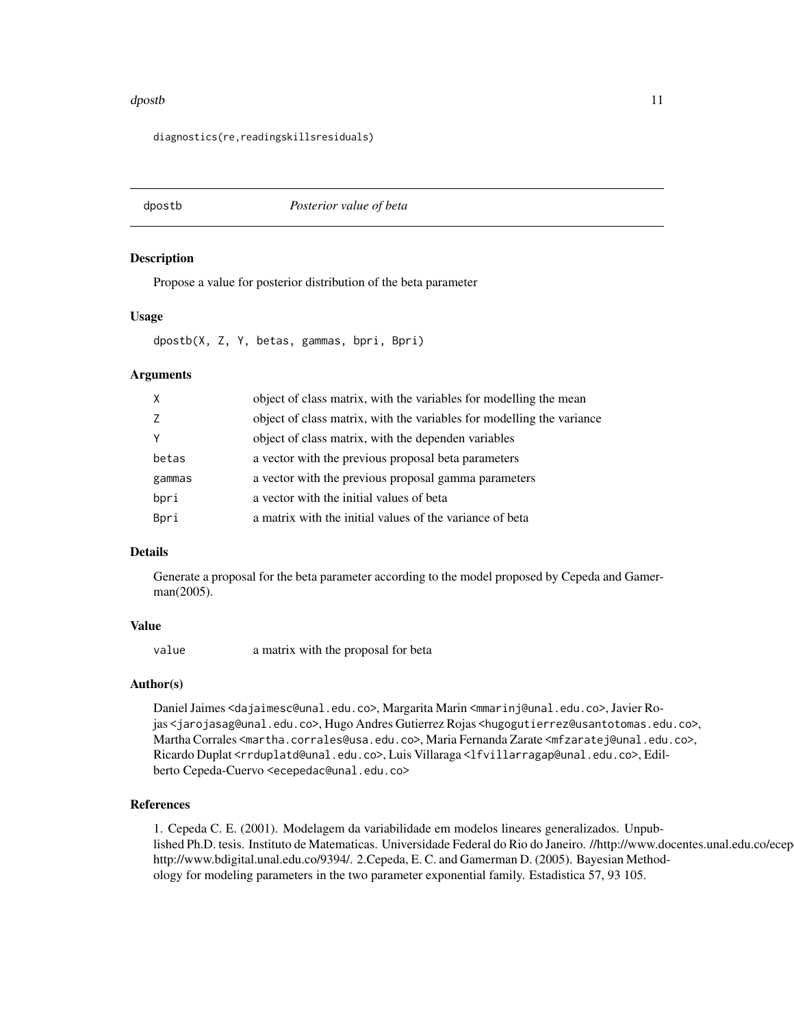```
diagnostics(re,readingskillsresiduals)
```

## dpostb — *Posterior value of beta*

### Description

Propose a value for posterior distribution of the beta parameter

### Usage

```
dpostb(X, Z, Y, betas, gammas, bpri, Bpri)
```

### Arguments

| | |
|---|---|
| X | object of class matrix, with the variables for modelling the mean |
| Z | object of class matrix, with the variables for modelling the variance |
| Y | object of class matrix, with the dependen variables |
| betas | a vector with the previous proposal beta parameters |
| gammas | a vector with the previous proposal gamma parameters |
| bpri | a vector with the initial values of beta |
| Bpri | a matrix with the initial values of the variance of beta |

### Details

Generate a proposal for the beta parameter according to the model proposed by Cepeda and Gamerman(2005).

### Value

| | |
|---|---|
| value | a matrix with the proposal for beta |

### Author(s)

Daniel Jaimes <dajaimesc@unal.edu.co>, Margarita Marin <mmarinj@unal.edu.co>, Javier Rojas <jarojasag@unal.edu.co>, Hugo Andres Gutierrez Rojas <hugogutierrez@usantotomas.edu.co>, Martha Corrales <martha.corrales@usa.edu.co>, Maria Fernanda Zarate <mfzaratej@unal.edu.co>, Ricardo Duplat <rrduplatd@unal.edu.co>, Luis Villaraga <lfvillarragap@unal.edu.co>, Edilberto Cepeda-Cuervo <ecepedac@unal.edu.co>

### References

1. Cepeda C. E. (2001). Modelagem da variabilidade em modelos lineares generalizados. Unpublished Ph.D. tesis. Instituto de Matematicas. Universidade Federal do Rio do Janeiro. //http://www.docentes.unal.edu.co/ecep http://www.bdigital.unal.edu.co/9394/. 2.Cepeda, E. C. and Gamerman D. (2005). Bayesian Methodology for modeling parameters in the two parameter exponential family. Estadistica 57, 93 105.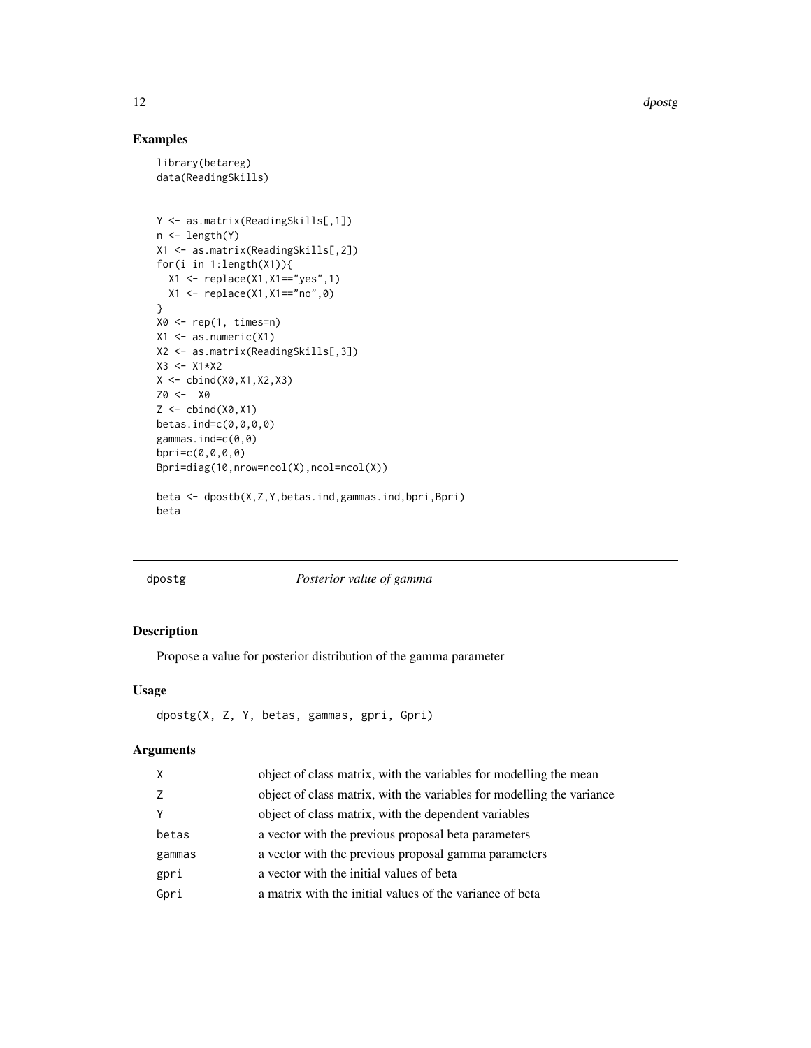## Examples

```
library(betareg)
data(ReadingSkills)


Y <- as.matrix(ReadingSkills[,1])
n <- length(Y)
X1 <- as.matrix(ReadingSkills[,2])
for(i in 1:length(X1)){
  X1 <- replace(X1,X1=="yes",1)
  X1 <- replace(X1,X1=="no",0)
}
X0 <- rep(1, times=n)
X1 <- as.numeric(X1)
X2 <- as.matrix(ReadingSkills[,3])
X3 <- X1*X2
X <- cbind(X0,X1,X2,X3)
Z0 <-  X0
Z <- cbind(X0,X1)
betas.ind=c(0,0,0,0)
gammas.ind=c(0,0)
bpri=c(0,0,0,0)
Bpri=diag(10,nrow=ncol(X),ncol=ncol(X))

beta <- dpostb(X,Z,Y,betas.ind,gammas.ind,bpri,Bpri)
beta
```

---

# dpostg *Posterior value of gamma*

## Description

Propose a value for posterior distribution of the gamma parameter

## Usage

```
dpostg(X, Z, Y, betas, gammas, gpri, Gpri)
```

## Arguments

| | |
|---|---|
| X | object of class matrix, with the variables for modelling the mean |
| Z | object of class matrix, with the variables for modelling the variance |
| Y | object of class matrix, with the dependent variables |
| betas | a vector with the previous proposal beta parameters |
| gammas | a vector with the previous proposal gamma parameters |
| gpri | a vector with the initial values of beta |
| Gpri | a matrix with the initial values of the variance of beta |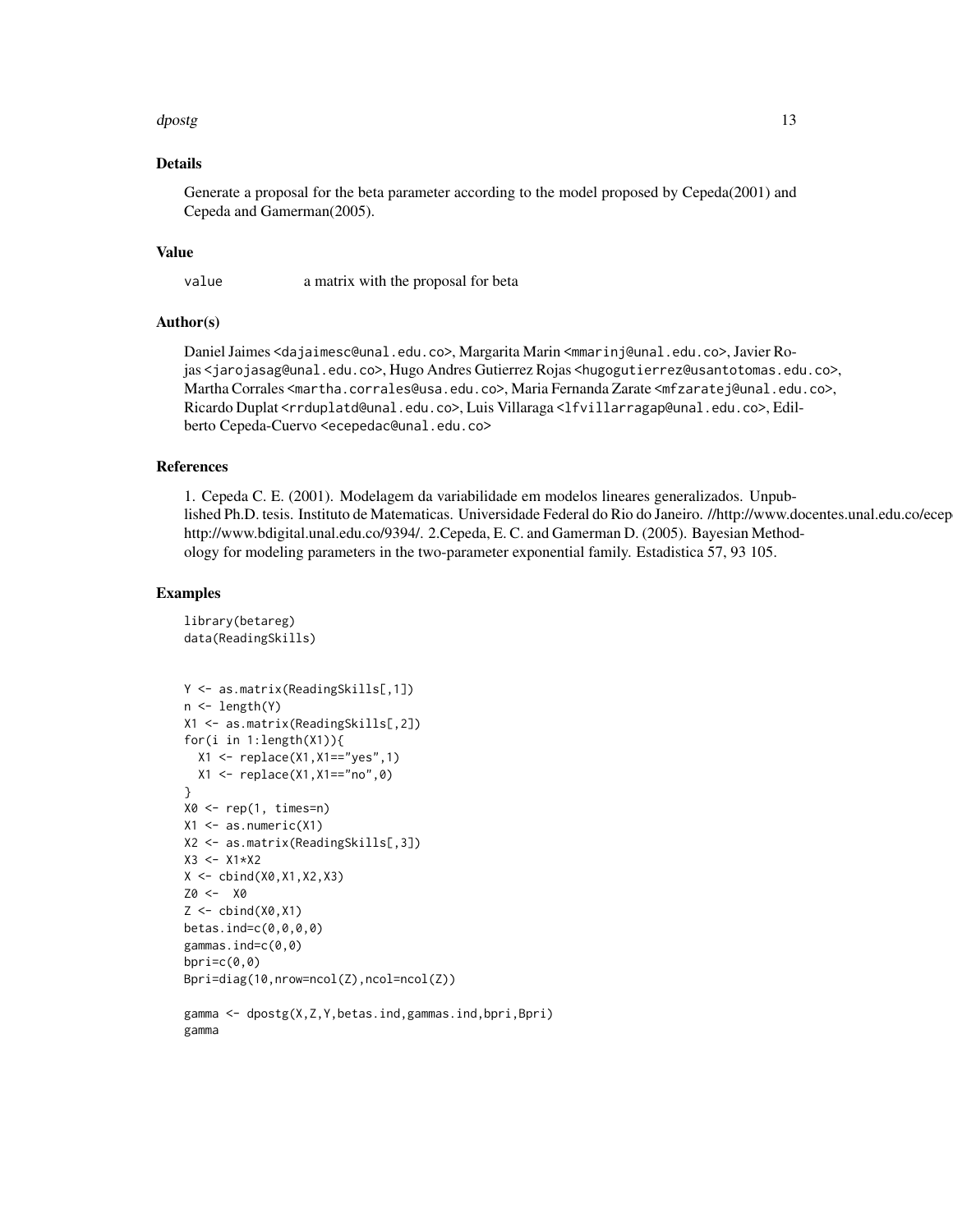## Details

Generate a proposal for the beta parameter according to the model proposed by Cepeda(2001) and Cepeda and Gamerman(2005).

## Value

`value` a matrix with the proposal for beta

## Author(s)

Daniel Jaimes <dajaimesc@unal.edu.co>, Margarita Marin <mmarinj@unal.edu.co>, Javier Rojas <jarojasag@unal.edu.co>, Hugo Andres Gutierrez Rojas <hugogutierrez@usantotomas.edu.co>, Martha Corrales <martha.corrales@usa.edu.co>, Maria Fernanda Zarate <mfzaratej@unal.edu.co>, Ricardo Duplat <rrduplatd@unal.edu.co>, Luis Villaraga <lfvillarragap@unal.edu.co>, Edilberto Cepeda-Cuervo <ecepedac@unal.edu.co>

## References

1. Cepeda C. E. (2001). Modelagem da variabilidade em modelos lineares generalizados. Unpublished Ph.D. tesis. Instituto de Matematicas. Universidade Federal do Rio do Janeiro. //http://www.docentes.unal.edu.co/ecepe http://www.bdigital.unal.edu.co/9394/. 2.Cepeda, E. C. and Gamerman D. (2005). Bayesian Methodology for modeling parameters in the two-parameter exponential family. Estadistica 57, 93 105.

## Examples

```
library(betareg)
data(ReadingSkills)


Y <- as.matrix(ReadingSkills[,1])
n <- length(Y)
X1 <- as.matrix(ReadingSkills[,2])
for(i in 1:length(X1)){
  X1 <- replace(X1,X1=="yes",1)
  X1 <- replace(X1,X1=="no",0)
}
X0 <- rep(1, times=n)
X1 <- as.numeric(X1)
X2 <- as.matrix(ReadingSkills[,3])
X3 <- X1*X2
X <- cbind(X0,X1,X2,X3)
Z0 <-  X0
Z <- cbind(X0,X1)
betas.ind=c(0,0,0,0)
gammas.ind=c(0,0)
bpri=c(0,0)
Bpri=diag(10,nrow=ncol(Z),ncol=ncol(Z))

gamma <- dpostg(X,Z,Y,betas.ind,gammas.ind,bpri,Bpri)
gamma
```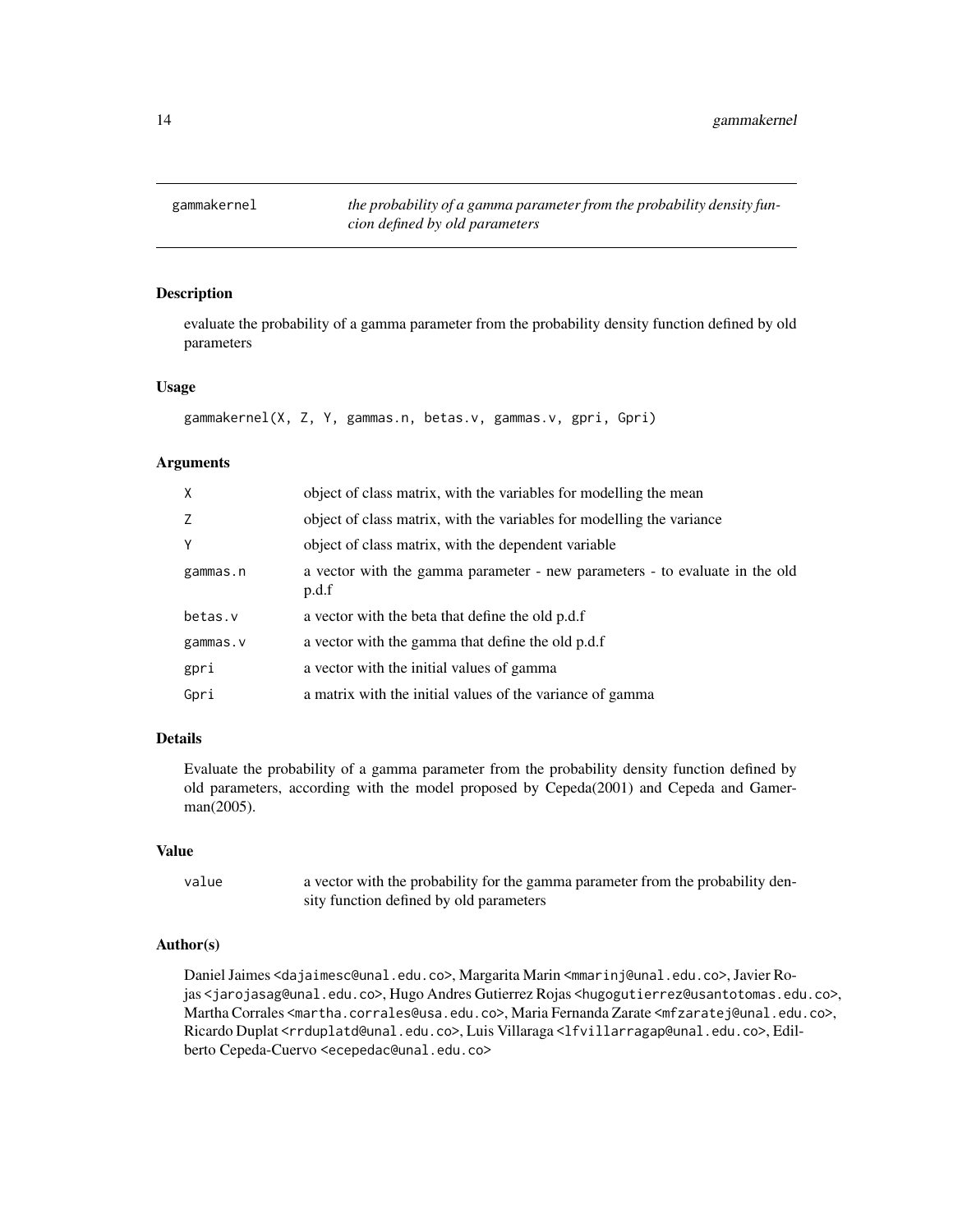# gammakernel

*the probability of a gamma parameter from the probability density funcion defined by old parameters*

## Description

evaluate the probability of a gamma parameter from the probability density function defined by old parameters

## Usage

```
gammakernel(X, Z, Y, gammas.n, betas.v, gammas.v, gpri, Gpri)
```

## Arguments

| | |
|---|---|
| X | object of class matrix, with the variables for modelling the mean |
| Z | object of class matrix, with the variables for modelling the variance |
| Y | object of class matrix, with the dependent variable |
| gammas.n | a vector with the gamma parameter - new parameters - to evaluate in the old p.d.f |
| betas.v | a vector with the beta that define the old p.d.f |
| gammas.v | a vector with the gamma that define the old p.d.f |
| gpri | a vector with the initial values of gamma |
| Gpri | a matrix with the initial values of the variance of gamma |

## Details

Evaluate the probability of a gamma parameter from the probability density function defined by old parameters, according with the model proposed by Cepeda(2001) and Cepeda and Gamerman(2005).

## Value

| | |
|---|---|
| value | a vector with the probability for the gamma parameter from the probability density function defined by old parameters |

## Author(s)

Daniel Jaimes <dajaimesc@unal.edu.co>, Margarita Marin <mmarinj@unal.edu.co>, Javier Rojas <jarojasag@unal.edu.co>, Hugo Andres Gutierrez Rojas <hugogutierrez@usantotomas.edu.co>, Martha Corrales <martha.corrales@usa.edu.co>, Maria Fernanda Zarate <mfzaratej@unal.edu.co>, Ricardo Duplat <rrduplatd@unal.edu.co>, Luis Villaraga <lfvillarragap@unal.edu.co>, Edilberto Cepeda-Cuervo <ecepedac@unal.edu.co>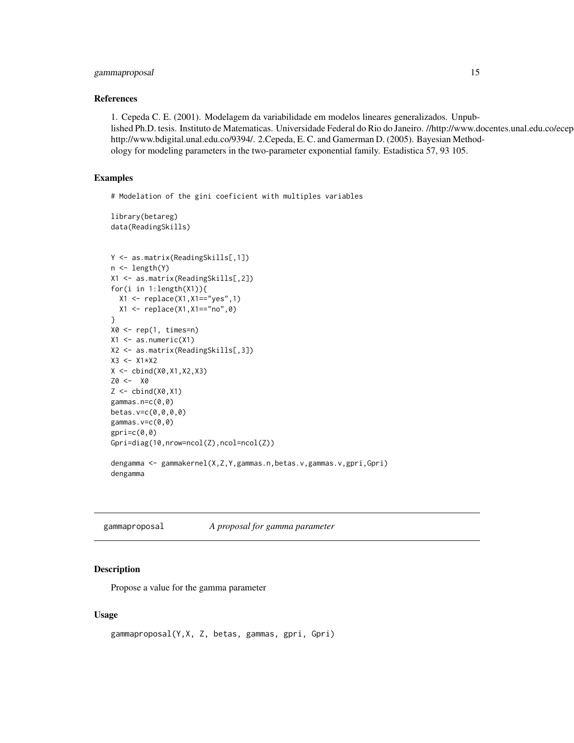### References

1. Cepeda C. E. (2001). Modelagem da variabilidade em modelos lineares generalizados. Unpublished Ph.D. tesis. Instituto de Matematicas. Universidade Federal do Rio do Janeiro. //http://www.docentes.unal.edu.co/ecepe http://www.bdigital.unal.edu.co/9394/. 2.Cepeda, E. C. and Gamerman D. (2005). Bayesian Methodology for modeling parameters in the two-parameter exponential family. Estadistica 57, 93 105.

### Examples

```
# Modelation of the gini coeficient with multiples variables

library(betareg)
data(ReadingSkills)


Y <- as.matrix(ReadingSkills[,1])
n <- length(Y)
X1 <- as.matrix(ReadingSkills[,2])
for(i in 1:length(X1)){
  X1 <- replace(X1,X1=="yes",1)
  X1 <- replace(X1,X1=="no",0)
}
X0 <- rep(1, times=n)
X1 <- as.numeric(X1)
X2 <- as.matrix(ReadingSkills[,3])
X3 <- X1*X2
X <- cbind(X0,X1,X2,X3)
Z0 <-  X0
Z <- cbind(X0,X1)
gammas.n=c(0,0)
betas.v=c(0,0,0,0)
gammas.v=c(0,0)
gpri=c(0,0)
Gpri=diag(10,nrow=ncol(Z),ncol=ncol(Z))

dengamma <- gammakernel(X,Z,Y,gammas.n,betas.v,gammas.v,gpri,Gpri)
dengamma
```

---

## gammaproposal    *A proposal for gamma parameter*

---

### Description

Propose a value for the gamma parameter

### Usage

```
gammaproposal(Y,X, Z, betas, gammas, gpri, Gpri)
```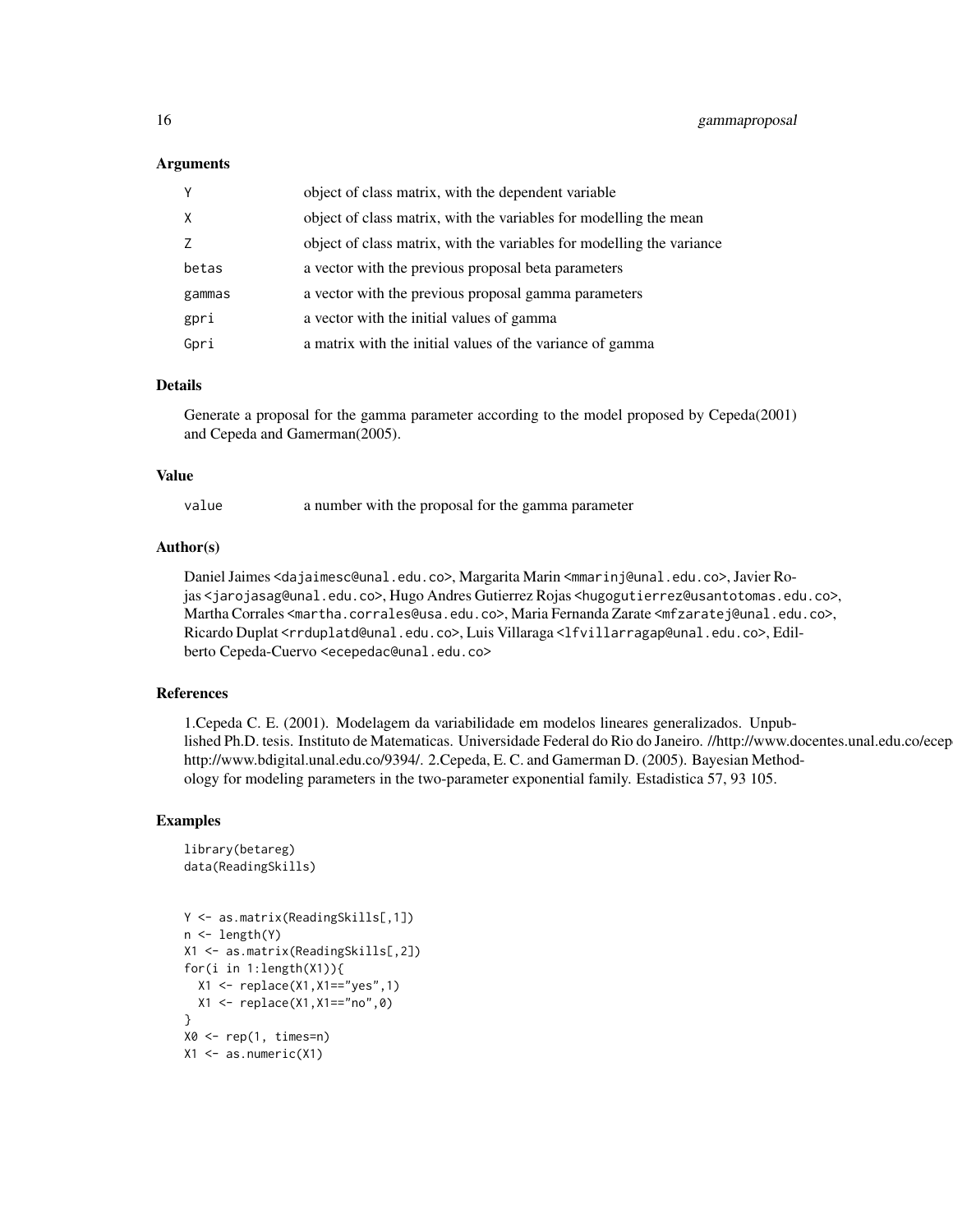### Arguments

| | |
|---|---|
| Y | object of class matrix, with the dependent variable |
| X | object of class matrix, with the variables for modelling the mean |
| Z | object of class matrix, with the variables for modelling the variance |
| betas | a vector with the previous proposal beta parameters |
| gammas | a vector with the previous proposal gamma parameters |
| gpri | a vector with the initial values of gamma |
| Gpri | a matrix with the initial values of the variance of gamma |

### Details

Generate a proposal for the gamma parameter according to the model proposed by Cepeda(2001) and Cepeda and Gamerman(2005).

### Value

| | |
|---|---|
| value | a number with the proposal for the gamma parameter |

### Author(s)

Daniel Jaimes <dajaimesc@unal.edu.co>, Margarita Marin <mmarinj@unal.edu.co>, Javier Rojas <jarojasag@unal.edu.co>, Hugo Andres Gutierrez Rojas <hugogutierrez@usantotomas.edu.co>, Martha Corrales <martha.corrales@usa.edu.co>, Maria Fernanda Zarate <mfzaratej@unal.edu.co>, Ricardo Duplat <rrduplatd@unal.edu.co>, Luis Villaraga <lfvillarragap@unal.edu.co>, Edilberto Cepeda-Cuervo <ecepedac@unal.edu.co>

### References

1.Cepeda C. E. (2001). Modelagem da variabilidade em modelos lineares generalizados. Unpublished Ph.D. tesis. Instituto de Matematicas. Universidade Federal do Rio do Janeiro. //http://www.docentes.unal.edu.co/ecep http://www.bdigital.unal.edu.co/9394/. 2.Cepeda, E. C. and Gamerman D. (2005). Bayesian Methodology for modeling parameters in the two-parameter exponential family. Estadistica 57, 93 105.

### Examples

```
library(betareg)
data(ReadingSkills)


Y <- as.matrix(ReadingSkills[,1])
n <- length(Y)
X1 <- as.matrix(ReadingSkills[,2])
for(i in 1:length(X1)){
  X1 <- replace(X1,X1=="yes",1)
  X1 <- replace(X1,X1=="no",0)
}
X0 <- rep(1, times=n)
X1 <- as.numeric(X1)
```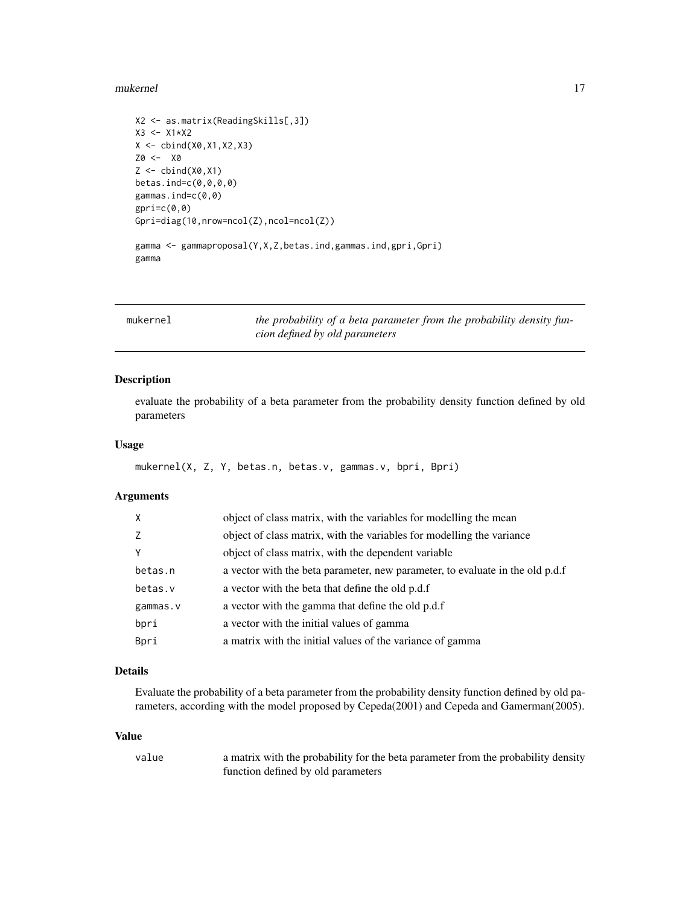```
X2 <- as.matrix(ReadingSkills[,3])
X3 <- X1*X2
X <- cbind(X0,X1,X2,X3)
Z0 <-  X0
Z <- cbind(X0,X1)
betas.ind=c(0,0,0,0)
gammas.ind=c(0,0)
gpri=c(0,0)
Gpri=diag(10,nrow=ncol(Z),ncol=ncol(Z))

gamma <- gammaproposal(Y,X,Z,betas.ind,gammas.ind,gpri,Gpri)
gamma
```

---

## mukernel — *the probability of a beta parameter from the probability density funcion defined by old parameters*

---

### Description

evaluate the probability of a beta parameter from the probability density function defined by old parameters

### Usage

```
mukernel(X, Z, Y, betas.n, betas.v, gammas.v, bpri, Bpri)
```

### Arguments

| | |
|---|---|
| X | object of class matrix, with the variables for modelling the mean |
| Z | object of class matrix, with the variables for modelling the variance |
| Y | object of class matrix, with the dependent variable |
| betas.n | a vector with the beta parameter, new parameter, to evaluate in the old p.d.f |
| betas.v | a vector with the beta that define the old p.d.f |
| gammas.v | a vector with the gamma that define the old p.d.f |
| bpri | a vector with the initial values of gamma |
| Bpri | a matrix with the initial values of the variance of gamma |

### Details

Evaluate the probability of a beta parameter from the probability density function defined by old parameters, according with the model proposed by Cepeda(2001) and Cepeda and Gamerman(2005).

### Value

| | |
|---|---|
| value | a matrix with the probability for the beta parameter from the probability density function defined by old parameters |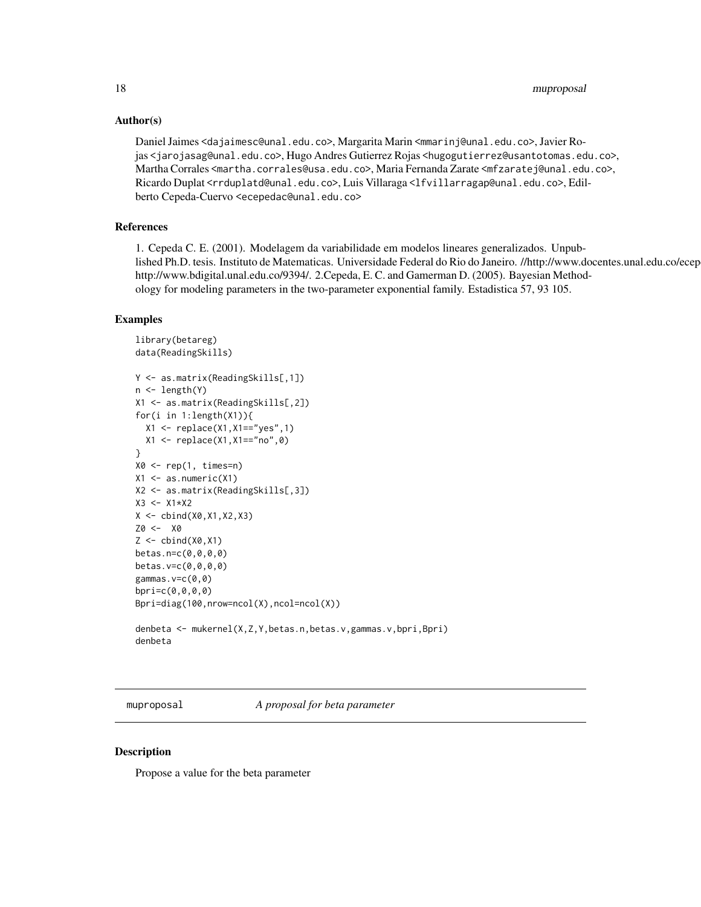## Author(s)

Daniel Jaimes <dajaimesc@unal.edu.co>, Margarita Marin <mmarinj@unal.edu.co>, Javier Rojas <jarojasag@unal.edu.co>, Hugo Andres Gutierrez Rojas <hugogutierrez@usantotomas.edu.co>, Martha Corrales <martha.corrales@usa.edu.co>, Maria Fernanda Zarate <mfzaratej@unal.edu.co>, Ricardo Duplat <rrduplatd@unal.edu.co>, Luis Villaraga <lfvillarragap@unal.edu.co>, Edilberto Cepeda-Cuervo <ecepedac@unal.edu.co>

## References

1. Cepeda C. E. (2001). Modelagem da variabilidade em modelos lineares generalizados. Unpublished Ph.D. tesis. Instituto de Matematicas. Universidade Federal do Rio do Janeiro. //http://www.docentes.unal.edu.co/ecepe http://www.bdigital.unal.edu.co/9394/. 2.Cepeda, E. C. and Gamerman D. (2005). Bayesian Methodology for modeling parameters in the two-parameter exponential family. Estadistica 57, 93 105.

## Examples

```
library(betareg)
data(ReadingSkills)

Y <- as.matrix(ReadingSkills[,1])
n <- length(Y)
X1 <- as.matrix(ReadingSkills[,2])
for(i in 1:length(X1)){
  X1 <- replace(X1,X1=="yes",1)
  X1 <- replace(X1,X1=="no",0)
}
X0 <- rep(1, times=n)
X1 <- as.numeric(X1)
X2 <- as.matrix(ReadingSkills[,3])
X3 <- X1*X2
X <- cbind(X0,X1,X2,X3)
Z0 <-  X0
Z <- cbind(X0,X1)
betas.n=c(0,0,0,0)
betas.v=c(0,0,0,0)
gammas.v=c(0,0)
bpri=c(0,0,0,0)
Bpri=diag(100,nrow=ncol(X),ncol=ncol(X))

denbeta <- mukernel(X,Z,Y,betas.n,betas.v,gammas.v,bpri,Bpri)
denbeta
```

---

# muproposal *A proposal for beta parameter*

---

## Description

Propose a value for the beta parameter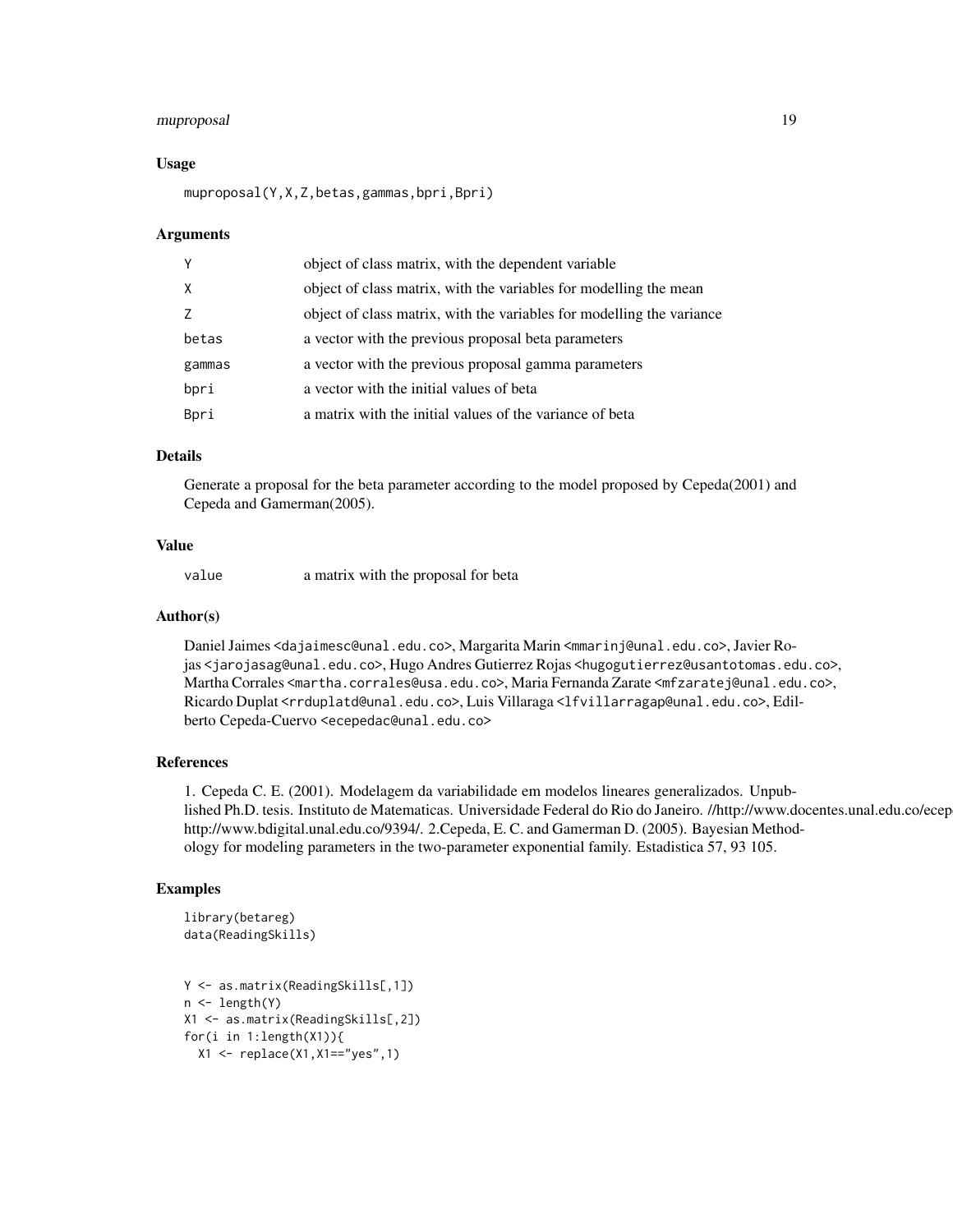## Usage

```
muproposal(Y,X,Z,betas,gammas,bpri,Bpri)
```

## Arguments

| | |
|---|---|
| Y | object of class matrix, with the dependent variable |
| X | object of class matrix, with the variables for modelling the mean |
| Z | object of class matrix, with the variables for modelling the variance |
| betas | a vector with the previous proposal beta parameters |
| gammas | a vector with the previous proposal gamma parameters |
| bpri | a vector with the initial values of beta |
| Bpri | a matrix with the initial values of the variance of beta |

## Details

Generate a proposal for the beta parameter according to the model proposed by Cepeda(2001) and Cepeda and Gamerman(2005).

## Value

| | |
|---|---|
| value | a matrix with the proposal for beta |

## Author(s)

Daniel Jaimes <dajaimesc@unal.edu.co>, Margarita Marin <mmarinj@unal.edu.co>, Javier Rojas <jarojasag@unal.edu.co>, Hugo Andres Gutierrez Rojas <hugogutierrez@usantotomas.edu.co>, Martha Corrales <martha.corrales@usa.edu.co>, Maria Fernanda Zarate <mfzaratej@unal.edu.co>, Ricardo Duplat <rrduplatd@unal.edu.co>, Luis Villaraga <lfvillarragap@unal.edu.co>, Edilberto Cepeda-Cuervo <ecepedac@unal.edu.co>

## References

1. Cepeda C. E. (2001). Modelagem da variabilidade em modelos lineares generalizados. Unpublished Ph.D. tesis. Instituto de Matematicas. Universidade Federal do Rio do Janeiro. //http://www.docentes.unal.edu.co/ecep http://www.bdigital.unal.edu.co/9394/. 2.Cepeda, E. C. and Gamerman D. (2005). Bayesian Methodology for modeling parameters in the two-parameter exponential family. Estadistica 57, 93 105.

## Examples

```
library(betareg)
data(ReadingSkills)


Y <- as.matrix(ReadingSkills[,1])
n <- length(Y)
X1 <- as.matrix(ReadingSkills[,2])
for(i in 1:length(X1)){
  X1 <- replace(X1,X1=="yes",1)
```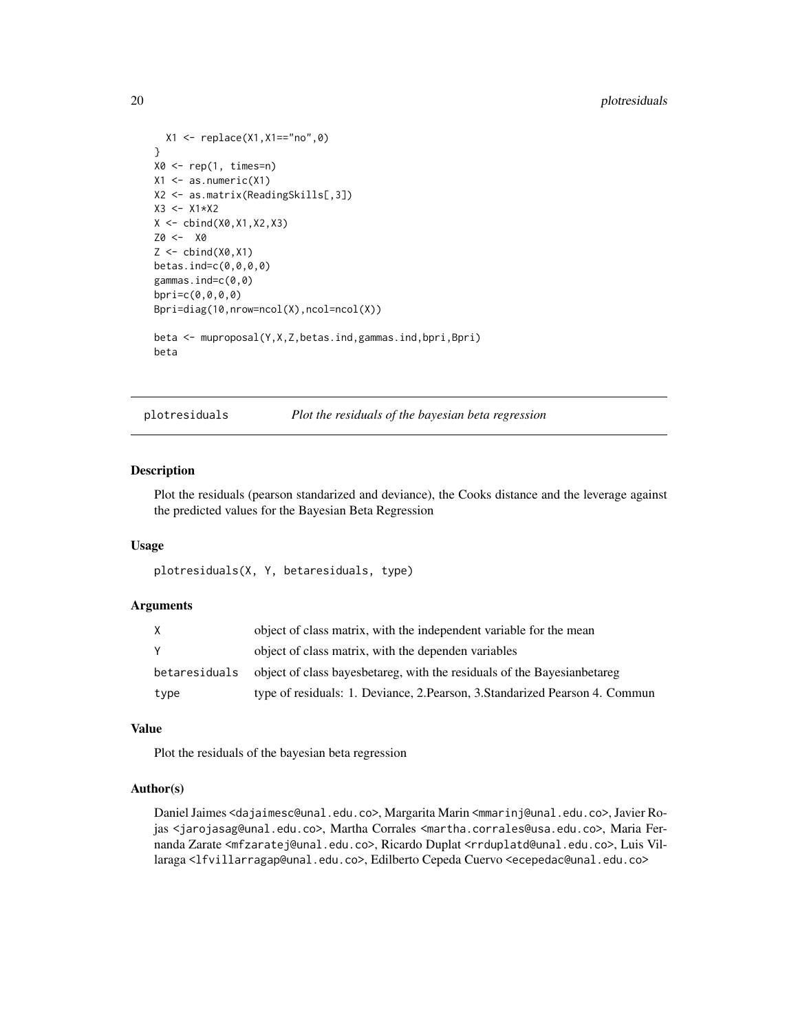```
  X1 <- replace(X1,X1=="no",0)
}
X0 <- rep(1, times=n)
X1 <- as.numeric(X1)
X2 <- as.matrix(ReadingSkills[,3])
X3 <- X1*X2
X <- cbind(X0,X1,X2,X3)
Z0 <-  X0
Z <- cbind(X0,X1)
betas.ind=c(0,0,0,0)
gammas.ind=c(0,0)
bpri=c(0,0,0,0)
Bpri=diag(10,nrow=ncol(X),ncol=ncol(X))

beta <- muproposal(Y,X,Z,betas.ind,gammas.ind,bpri,Bpri)
beta
```

## plotresiduals *Plot the residuals of the bayesian beta regression*

### Description

Plot the residuals (pearson standarized and deviance), the Cooks distance and the leverage against the predicted values for the Bayesian Beta Regression

### Usage

```
plotresiduals(X, Y, betaresiduals, type)
```

### Arguments

| | |
|---|---|
| X | object of class matrix, with the independent variable for the mean |
| Y | object of class matrix, with the dependen variables |
| betaresiduals | object of class bayesbetareg, with the residuals of the Bayesianbetareg |
| type | type of residuals: 1. Deviance, 2.Pearson, 3.Standarized Pearson 4. Commun |

### Value

Plot the residuals of the bayesian beta regression

### Author(s)

Daniel Jaimes <dajaimesc@unal.edu.co>, Margarita Marin <mmarinj@unal.edu.co>, Javier Rojas <jarojasag@unal.edu.co>, Martha Corrales <martha.corrales@usa.edu.co>, Maria Fernanda Zarate <mfzaratej@unal.edu.co>, Ricardo Duplat <rrduplatd@unal.edu.co>, Luis Villaraga <lfvillarragap@unal.edu.co>, Edilberto Cepeda Cuervo <ecepedac@unal.edu.co>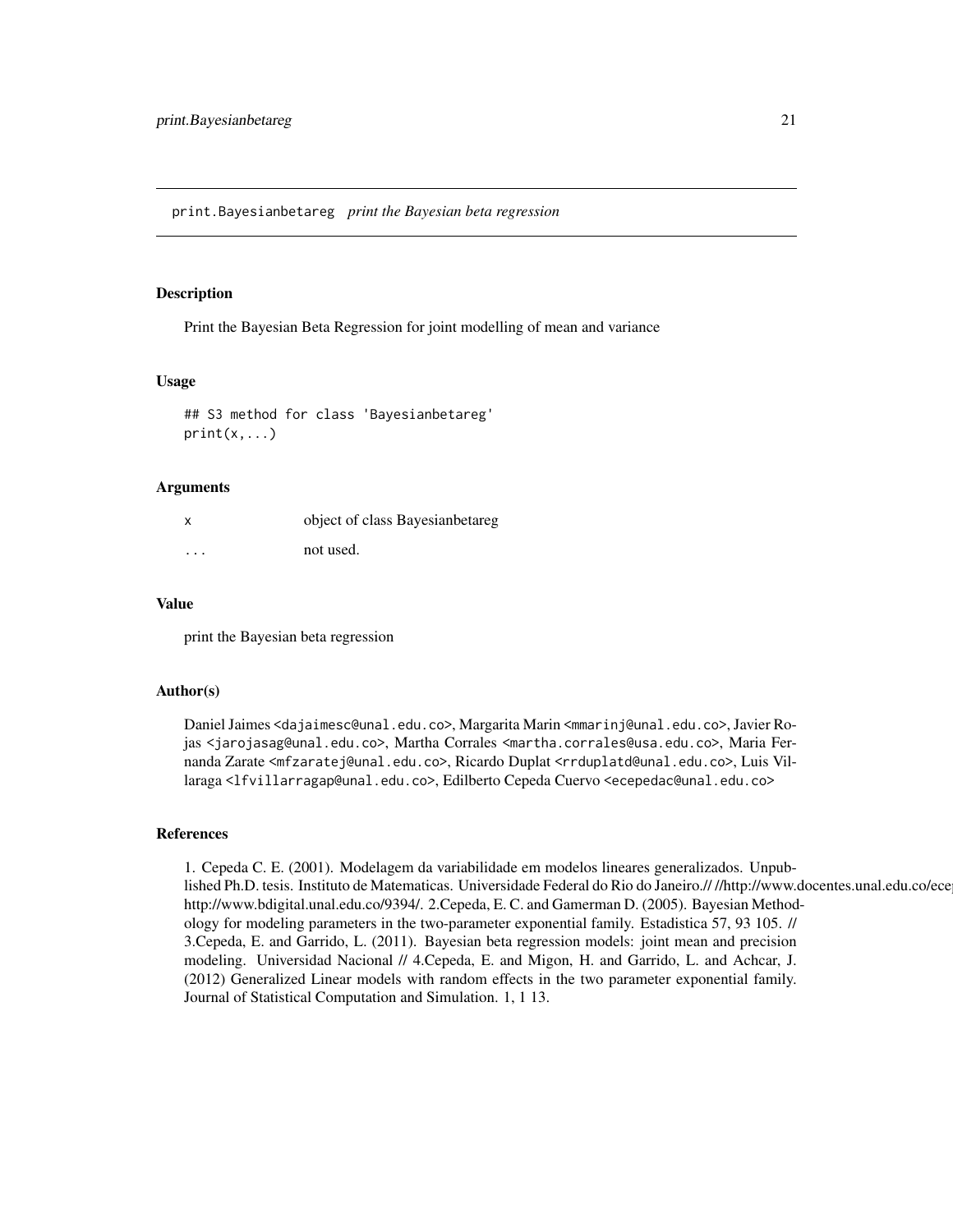# print.Bayesianbetareg — *print the Bayesian beta regression*

## Description

Print the Bayesian Beta Regression for joint modelling of mean and variance

## Usage

```
## S3 method for class 'Bayesianbetareg'
print(x,...)
```

## Arguments

| | |
|---|---|
| x | object of class Bayesianbetareg |
| ... | not used. |

## Value

print the Bayesian beta regression

## Author(s)

Daniel Jaimes <dajaimesc@unal.edu.co>, Margarita Marin <mmarinj@unal.edu.co>, Javier Rojas <jarojasag@unal.edu.co>, Martha Corrales <martha.corrales@usa.edu.co>, Maria Fernanda Zarate <mfzaratej@unal.edu.co>, Ricardo Duplat <rrduplatd@unal.edu.co>, Luis Villaraga <lfvillarragap@unal.edu.co>, Edilberto Cepeda Cuervo <ecepedac@unal.edu.co>

## References

1. Cepeda C. E. (2001). Modelagem da variabilidade em modelos lineares generalizados. Unpublished Ph.D. tesis. Instituto de Matematicas. Universidade Federal do Rio do Janeiro.// //http://www.docentes.unal.edu.co/ecep http://www.bdigital.unal.edu.co/9394/. 2.Cepeda, E. C. and Gamerman D. (2005). Bayesian Methodology for modeling parameters in the two-parameter exponential family. Estadistica 57, 93 105. // 3.Cepeda, E. and Garrido, L. (2011). Bayesian beta regression models: joint mean and precision modeling. Universidad Nacional // 4.Cepeda, E. and Migon, H. and Garrido, L. and Achcar, J. (2012) Generalized Linear models with random effects in the two parameter exponential family. Journal of Statistical Computation and Simulation. 1, 1 13.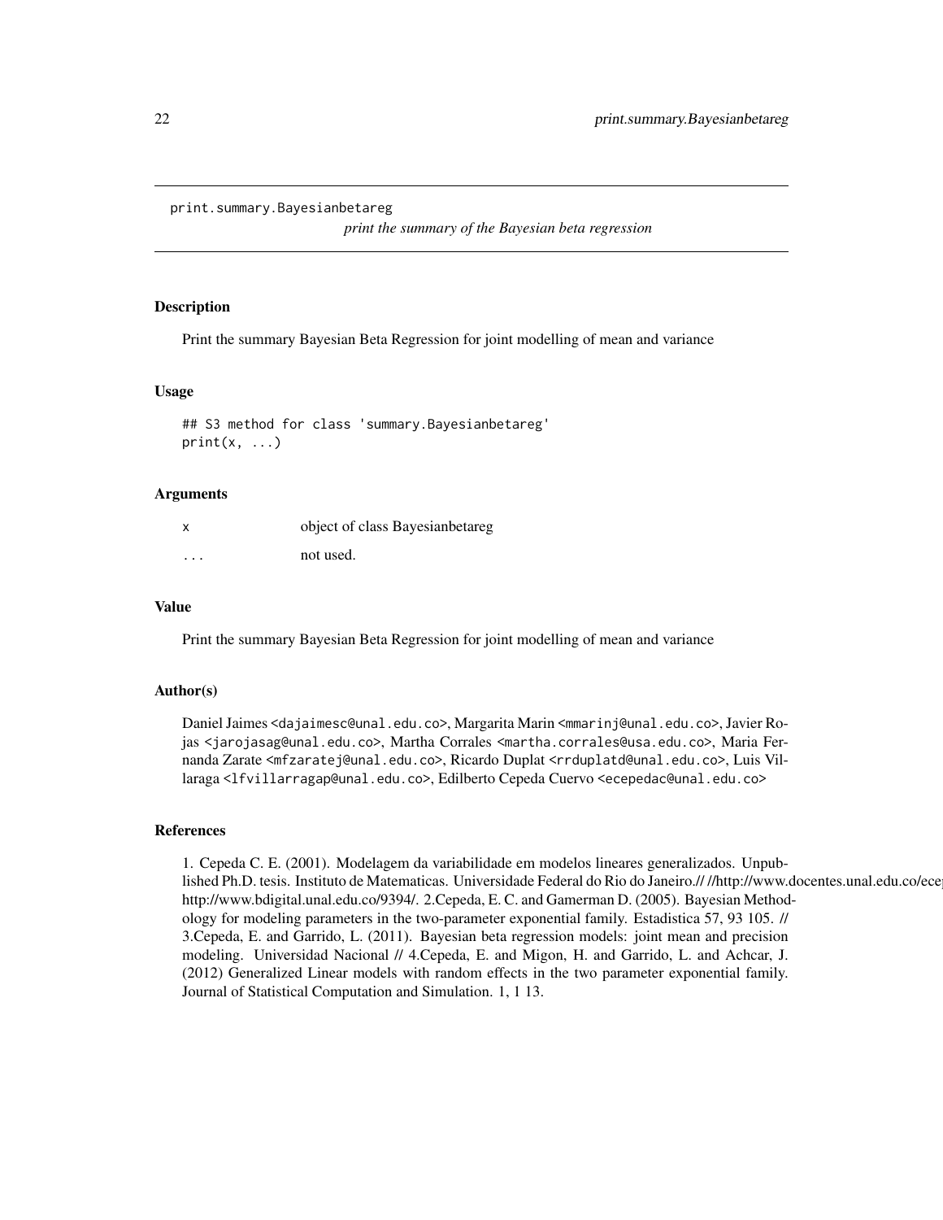`print.summary.Bayesianbetareg`

*print the summary of the Bayesian beta regression*

## Description

Print the summary Bayesian Beta Regression for joint modelling of mean and variance

## Usage

```
## S3 method for class 'summary.Bayesianbetareg'
print(x, ...)
```

## Arguments

| | |
|---|---|
| x | object of class Bayesianbetareg |
| ... | not used. |

## Value

Print the summary Bayesian Beta Regression for joint modelling of mean and variance

## Author(s)

Daniel Jaimes <dajaimesc@unal.edu.co>, Margarita Marin <mmarinj@unal.edu.co>, Javier Rojas <jarojasag@unal.edu.co>, Martha Corrales <martha.corrales@usa.edu.co>, Maria Fernanda Zarate <mfzaratej@unal.edu.co>, Ricardo Duplat <rrduplatd@unal.edu.co>, Luis Villaraga <lfvillarragap@unal.edu.co>, Edilberto Cepeda Cuervo <ecepedac@unal.edu.co>

## References

1. Cepeda C. E. (2001). Modelagem da variabilidade em modelos lineares generalizados. Unpublished Ph.D. tesis. Instituto de Matematicas. Universidade Federal do Rio do Janeiro.// //http://www.docentes.unal.edu.co/ece http://www.bdigital.unal.edu.co/9394/. 2.Cepeda, E. C. and Gamerman D. (2005). Bayesian Methodology for modeling parameters in the two-parameter exponential family. Estadistica 57, 93 105. // 3.Cepeda, E. and Garrido, L. (2011). Bayesian beta regression models: joint mean and precision modeling. Universidad Nacional // 4.Cepeda, E. and Migon, H. and Garrido, L. and Achcar, J. (2012) Generalized Linear models with random effects in the two parameter exponential family. Journal of Statistical Computation and Simulation. 1, 1 13.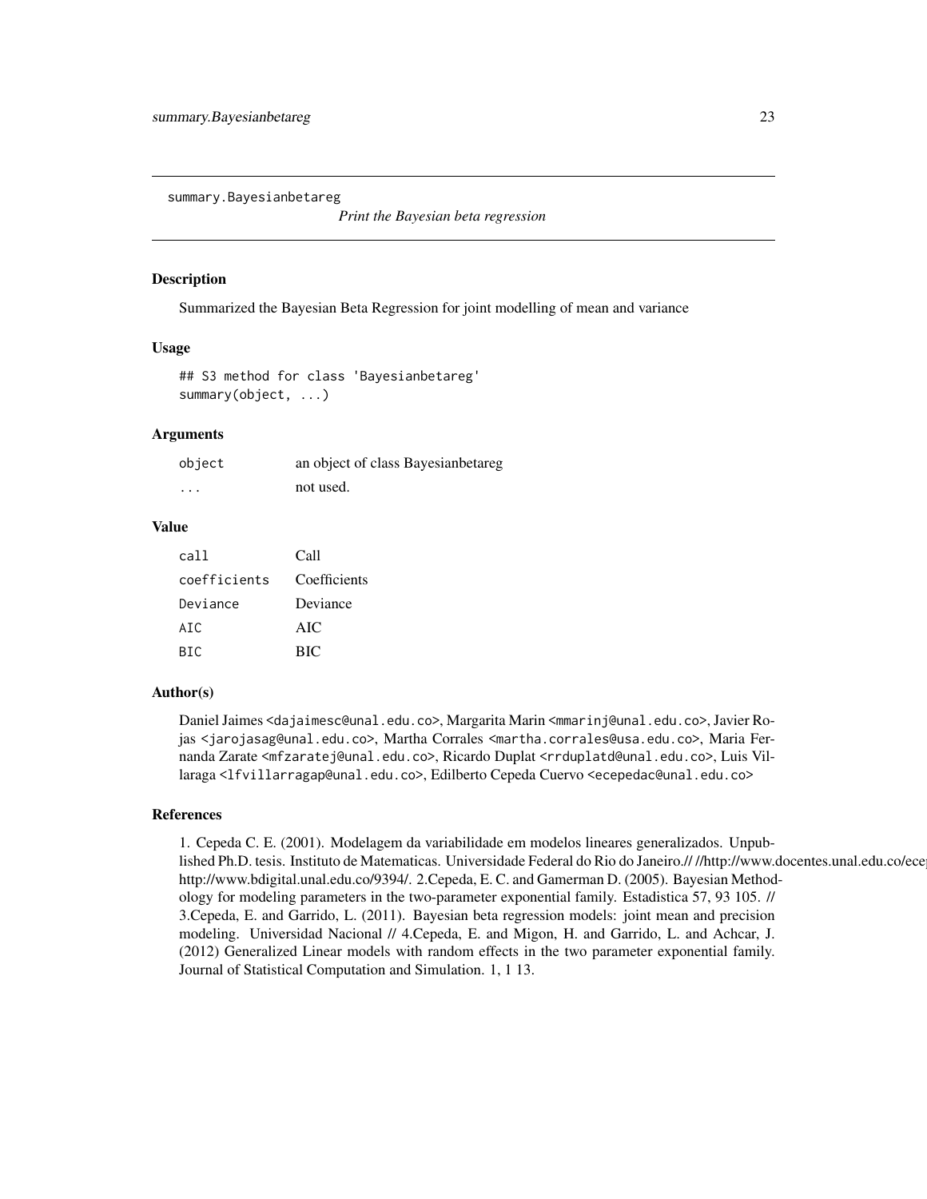```
summary.Bayesianbetareg
```

*Print the Bayesian beta regression*

### Description

Summarized the Bayesian Beta Regression for joint modelling of mean and variance

### Usage

```
## S3 method for class 'Bayesianbetareg'
summary(object, ...)
```

### Arguments

| | |
|---|---|
| `object` | an object of class Bayesianbetareg |
| `...` | not used. |

### Value

| | |
|---|---|
| `call` | Call |
| `coefficients` | Coefficients |
| `Deviance` | Deviance |
| `AIC` | AIC |
| `BIC` | BIC |

### Author(s)

Daniel Jaimes <dajaimesc@unal.edu.co>, Margarita Marin <mmarinj@unal.edu.co>, Javier Rojas <jarojasag@unal.edu.co>, Martha Corrales <martha.corrales@usa.edu.co>, Maria Fernanda Zarate <mfzaratej@unal.edu.co>, Ricardo Duplat <rrduplatd@unal.edu.co>, Luis Villaraga <lfvillarragap@unal.edu.co>, Edilberto Cepeda Cuervo <ecepedac@unal.edu.co>

### References

1. Cepeda C. E. (2001). Modelagem da variabilidade em modelos lineares generalizados. Unpublished Ph.D. tesis. Instituto de Matematicas. Universidade Federal do Rio do Janeiro.// //http://www.docentes.unal.edu.co/ecep http://www.bdigital.unal.edu.co/9394/. 2.Cepeda, E. C. and Gamerman D. (2005). Bayesian Methodology for modeling parameters in the two-parameter exponential family. Estadistica 57, 93 105. // 3.Cepeda, E. and Garrido, L. (2011). Bayesian beta regression models: joint mean and precision modeling. Universidad Nacional // 4.Cepeda, E. and Migon, H. and Garrido, L. and Achcar, J. (2012) Generalized Linear models with random effects in the two parameter exponential family. Journal of Statistical Computation and Simulation. 1, 1 13.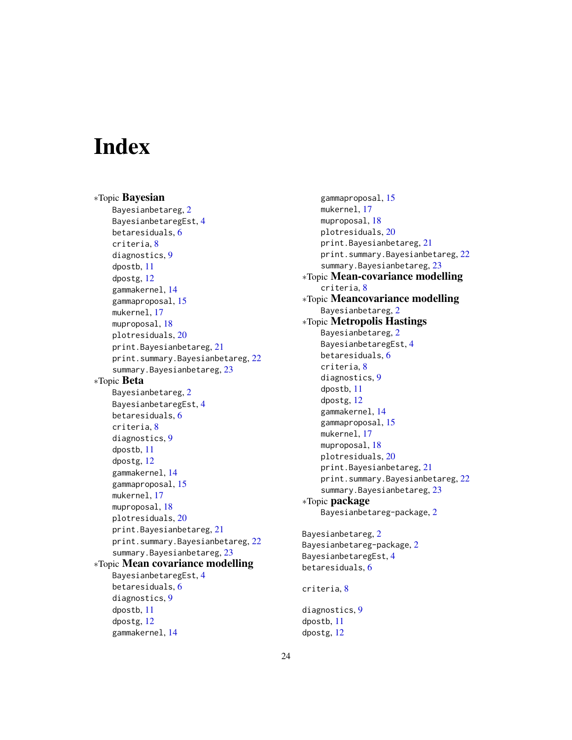# Index

*Topic **Bayesian**
- Bayesianbetareg, 2
- BayesianbetaregEst, 4
- betaresiduals, 6
- criteria, 8
- diagnostics, 9
- dpostb, 11
- dpostg, 12
- gammakernel, 14
- gammaproposal, 15
- mukernel, 17
- muproposal, 18
- plotresiduals, 20
- print.Bayesianbetareg, 21
- print.summary.Bayesianbetareg, 22
- summary.Bayesianbetareg, 23

*Topic **Beta**
- Bayesianbetareg, 2
- BayesianbetaregEst, 4
- betaresiduals, 6
- criteria, 8
- diagnostics, 9
- dpostb, 11
- dpostg, 12
- gammakernel, 14
- gammaproposal, 15
- mukernel, 17
- muproposal, 18
- plotresiduals, 20
- print.Bayesianbetareg, 21
- print.summary.Bayesianbetareg, 22
- summary.Bayesianbetareg, 23

*Topic **Mean covariance modelling**
- BayesianbetaregEst, 4
- betaresiduals, 6
- diagnostics, 9
- dpostb, 11
- dpostg, 12
- gammakernel, 14
- gammaproposal, 15
- mukernel, 17
- muproposal, 18
- plotresiduals, 20
- print.Bayesianbetareg, 21
- print.summary.Bayesianbetareg, 22
- summary.Bayesianbetareg, 23

*Topic **Mean-covariance modelling**
- criteria, 8

*Topic **Meancovariance modelling**
- Bayesianbetareg, 2

*Topic **Metropolis Hastings**
- Bayesianbetareg, 2
- BayesianbetaregEst, 4
- betaresiduals, 6
- criteria, 8
- diagnostics, 9
- dpostb, 11
- dpostg, 12
- gammakernel, 14
- gammaproposal, 15
- mukernel, 17
- muproposal, 18
- plotresiduals, 20
- print.Bayesianbetareg, 21
- print.summary.Bayesianbetareg, 22
- summary.Bayesianbetareg, 23

*Topic **package**
- Bayesianbetareg-package, 2

Bayesianbetareg, 2
Bayesianbetareg-package, 2
BayesianbetaregEst, 4
betaresiduals, 6

criteria, 8

diagnostics, 9
dpostb, 11
dpostg, 12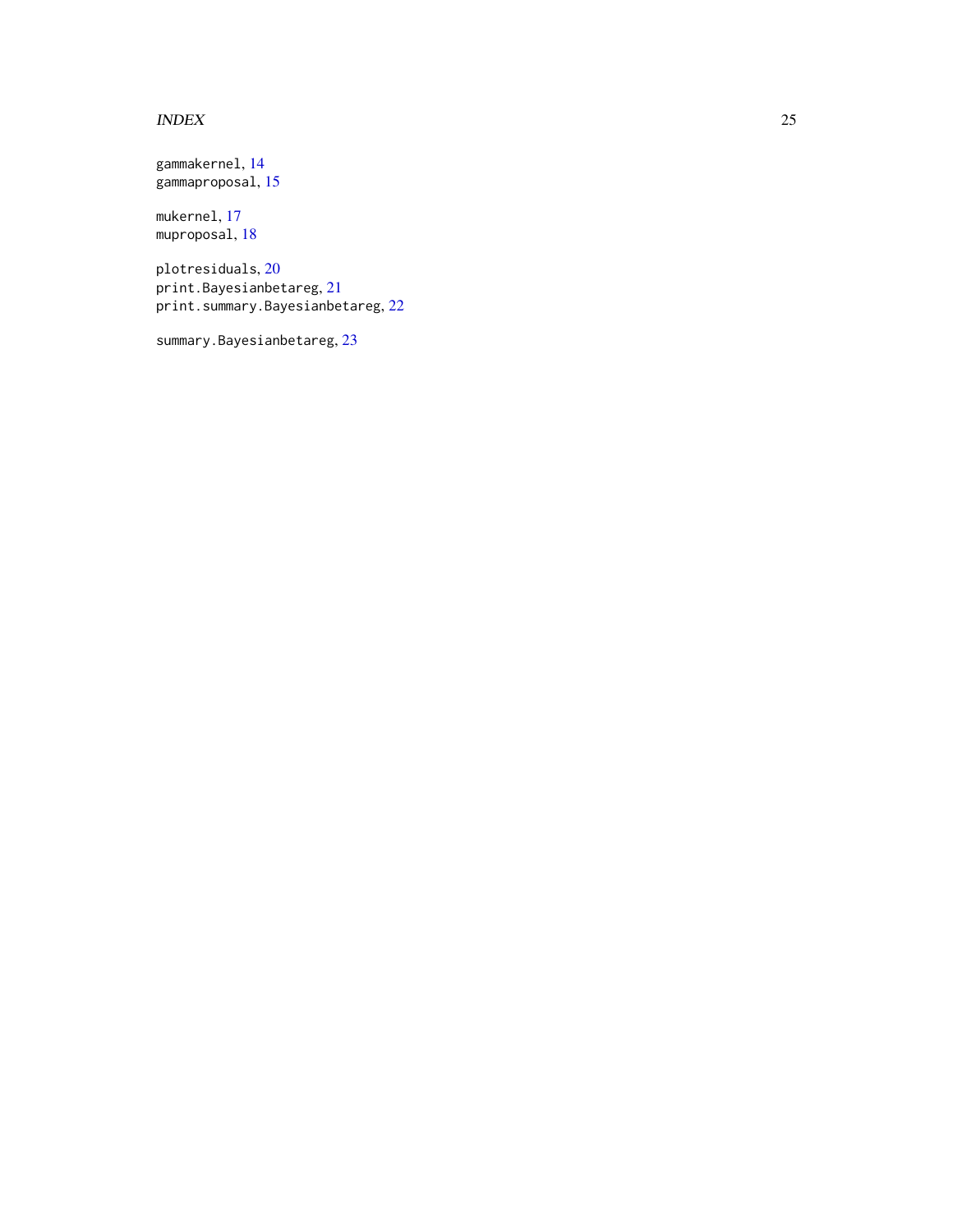gammakernel, 14
gammaproposal, 15

mukernel, 17
muproposal, 18

plotresiduals, 20
print.Bayesianbetareg, 21
print.summary.Bayesianbetareg, 22

summary.Bayesianbetareg, 23